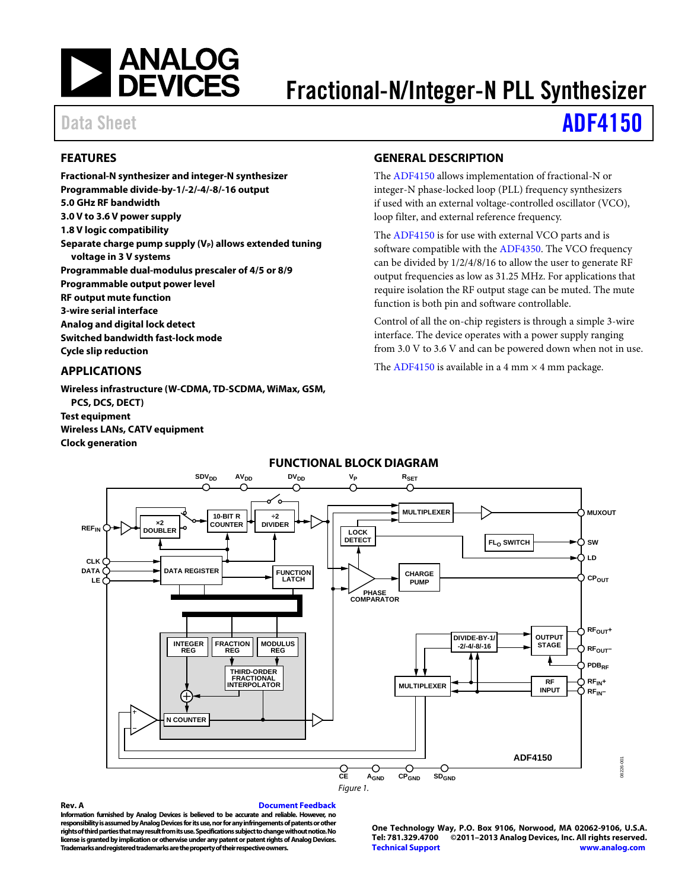# Fractional-N/Integer-N PLL Synthesizer

Data Sheet **ADF4150**

## FEATURES

**Fractional-N synthesizer and integer-N synthesizer**
**Programmable divide-by-1/-2/-4/-8/-16 output**
**5.0 GHz RF bandwidth**
**3.0 V to 3.6 V power supply**
**1.8 V logic compatibility**
**Separate charge pump supply ($V_P$) allows extended tuning voltage in 3 V systems**
**Programmable dual-modulus prescaler of 4/5 or 8/9**
**Programmable output power level**
**RF output mute function**
**3-wire serial interface**
**Analog and digital lock detect**
**Switched bandwidth fast-lock mode**
**Cycle slip reduction**

## APPLICATIONS

**Wireless infrastructure (W-CDMA, TD-SCDMA, WiMax, GSM, PCS, DCS, DECT)**
**Test equipment**
**Wireless LANs, CATV equipment**
**Clock generation**

## GENERAL DESCRIPTION

The ADF4150 allows implementation of fractional-N or integer-N phase-locked loop (PLL) frequency synthesizers if used with an external voltage-controlled oscillator (VCO), loop filter, and external reference frequency.

The ADF4150 is for use with external VCO parts and is software compatible with the ADF4350. The VCO frequency can be divided by 1/2/4/8/16 to allow the user to generate RF output frequencies as low as 31.25 MHz. For applications that require isolation the RF output stage can be muted. The mute function is both pin and software controllable.

Control of all the on-chip registers is through a simple 3-wire interface. The device operates with a power supply ranging from 3.0 V to 3.6 V and can be powered down when not in use.

The ADF4150 is available in a 4 mm × 4 mm package.

## FUNCTIONAL BLOCK DIAGRAM

*Figure 1.*

**Rev. A** **Document Feedback**
**Information furnished by Analog Devices is believed to be accurate and reliable. However, no responsibility is assumed by Analog Devices for its use, nor for any infringements of patents or other rights of third parties that may result from its use. Specifications subject to change without notice. No license is granted by implication or otherwise under any patent or patent rights of Analog Devices. Trademarks and registered trademarks are the property of their respective owners.**

**One Technology Way, P.O. Box 9106, Norwood, MA 02062-9106, U.S.A.**
**Tel: 781.329.4700 ©2011–2013 Analog Devices, Inc. All rights reserved.**
**Technical Support** **www.analog.com**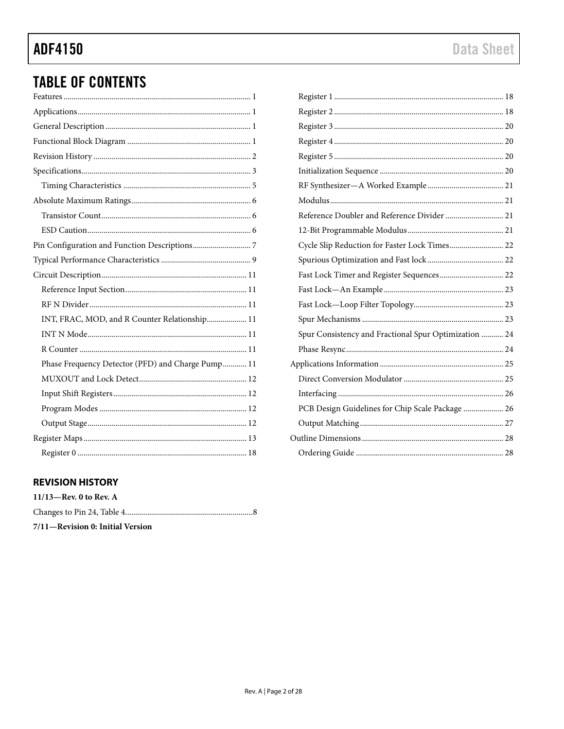## TABLE OF CONTENTS

Features ... 1
Applications ... 1
General Description ... 1
Functional Block Diagram ... 1
Revision History ... 2
Specifications ... 3
- Timing Characteristics ... 5

Absolute Maximum Ratings ... 6
- Transistor Count ... 6
- ESD Caution ... 6

Pin Configuration and Function Descriptions ... 7
Typical Performance Characteristics ... 9
Circuit Description ... 11
- Reference Input Section ... 11
- RF N Divider ... 11
- INT, FRAC, MOD, and R Counter Relationship ... 11
- INT N Mode ... 11
- R Counter ... 11
- Phase Frequency Detector (PFD) and Charge Pump ... 11
- MUXOUT and Lock Detect ... 12
- Input Shift Registers ... 12
- Program Modes ... 12
- Output Stage ... 12

Register Maps ... 13
- Register 0 ... 18
- Register 1 ... 18
- Register 2 ... 18
- Register 3 ... 20
- Register 4 ... 20
- Register 5 ... 20
- Initialization Sequence ... 20
- RF Synthesizer—A Worked Example ... 21
- Modulus ... 21
- Reference Doubler and Reference Divider ... 21
- 12-Bit Programmable Modulus ... 21
- Cycle Slip Reduction for Faster Lock Times ... 22
- Spurious Optimization and Fast lock ... 22
- Fast Lock Timer and Register Sequences ... 22
- Fast Lock—An Example ... 23
- Fast Lock—Loop Filter Topology ... 23
- Spur Mechanisms ... 23
- Spur Consistency and Fractional Spur Optimization ... 24
- Phase Resync ... 24

Applications Information ... 25
- Direct Conversion Modulator ... 25
- Interfacing ... 26
- PCB Design Guidelines for Chip Scale Package ... 26
- Output Matching ... 27

Outline Dimensions ... 28
- Ordering Guide ... 28

### REVISION HISTORY

**11/13—Rev. 0 to Rev. A**

Changes to Pin 24, Table 4 ... 8

**7/11—Revision 0: Initial Version**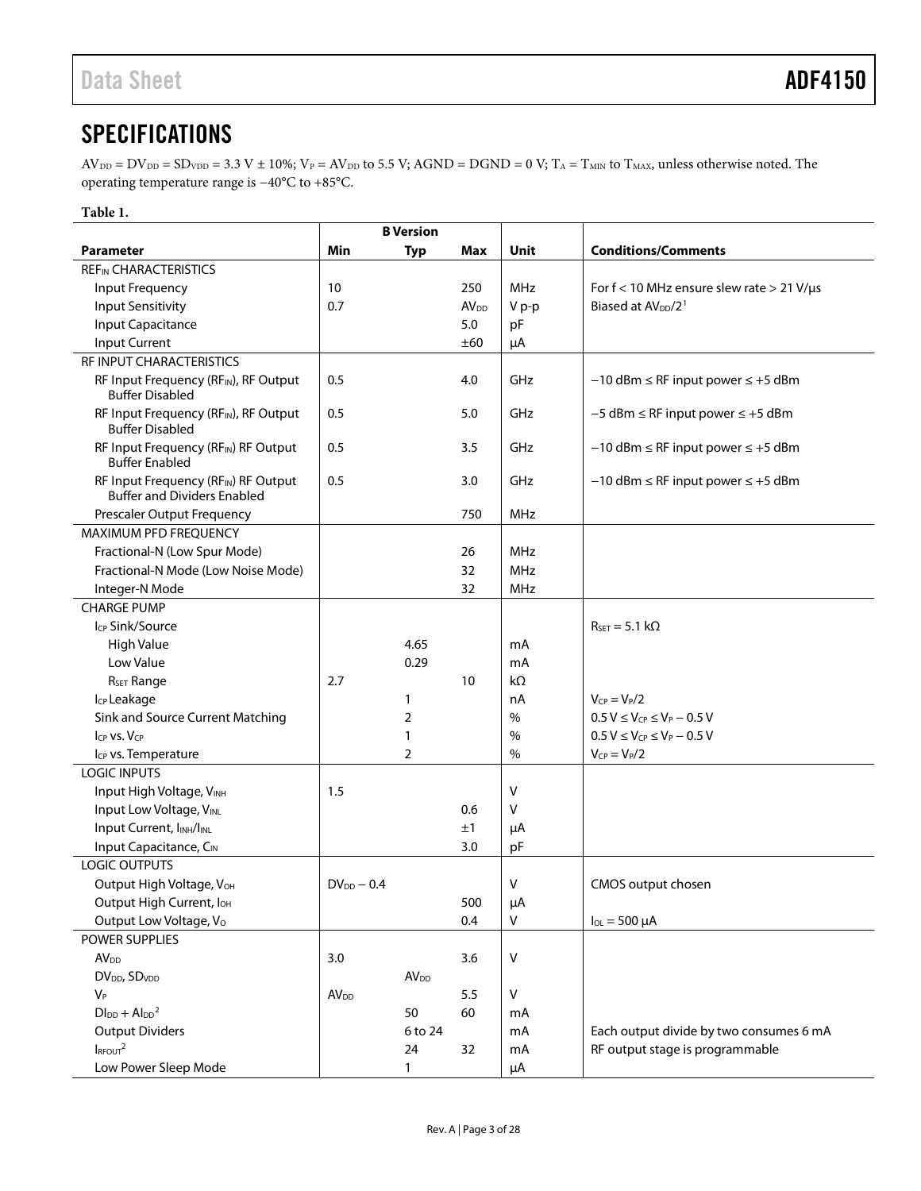## SPECIFICATIONS

$AV_{DD} = DV_{DD} = SD_{VDD} = 3.3\ V \pm 10\%$; $V_P = AV_{DD}$ to 5.5 V; AGND = DGND = 0 V; $T_A = T_{MIN}$ to $T_{MAX}$, unless otherwise noted. The operating temperature range is −40°C to +85°C.

**Table 1.**

| Parameter | B Version Min | B Version Typ | B Version Max | Unit | Conditions/Comments |
|---|---|---|---|---|---|
| $REF_{IN}$ CHARACTERISTICS | | | | | |
| Input Frequency | 10 | | 250 | MHz | For f < 10 MHz ensure slew rate > 21 V/µs |
| Input Sensitivity | 0.7 | | $AV_{DD}$ | V p-p | Biased at $AV_{DD}/2$[1] |
| Input Capacitance | | | 5.0 | pF | |
| Input Current | | | ±60 | µA | |
| RF INPUT CHARACTERISTICS | | | | | |
| RF Input Frequency ($RF_{IN}$), RF Output Buffer Disabled | 0.5 | | 4.0 | GHz | −10 dBm ≤ RF input power ≤ +5 dBm |
| RF Input Frequency ($RF_{IN}$), RF Output Buffer Disabled | 0.5 | | 5.0 | GHz | −5 dBm ≤ RF input power ≤ +5 dBm |
| RF Input Frequency ($RF_{IN}$) RF Output Buffer Enabled | 0.5 | | 3.5 | GHz | −10 dBm ≤ RF input power ≤ +5 dBm |
| RF Input Frequency ($RF_{IN}$) RF Output Buffer and Dividers Enabled | 0.5 | | 3.0 | GHz | −10 dBm ≤ RF input power ≤ +5 dBm |
| Prescaler Output Frequency | | | 750 | MHz | |
| MAXIMUM PFD FREQUENCY | | | | | |
| Fractional-N (Low Spur Mode) | | | 26 | MHz | |
| Fractional-N Mode (Low Noise Mode) | | | 32 | MHz | |
| Integer-N Mode | | | 32 | MHz | |
| CHARGE PUMP | | | | | |
| $I_{CP}$ Sink/Source | | | | | $R_{SET} = 5.1\ k\Omega$ |
| High Value | | 4.65 | | mA | |
| Low Value | | 0.29 | | mA | |
| $R_{SET}$ Range | 2.7 | | 10 | kΩ | |
| $I_{CP}$ Leakage | | 1 | | nA | $V_{CP} = V_P/2$ |
| Sink and Source Current Matching | | 2 | | % | $0.5\ V \leq V_{CP} \leq V_P - 0.5\ V$ |
| $I_{CP}$ vs. $V_{CP}$ | | 1 | | % | $0.5\ V \leq V_{CP} \leq V_P - 0.5\ V$ |
| $I_{CP}$ vs. Temperature | | 2 | | % | $V_{CP} = V_P/2$ |
| LOGIC INPUTS | | | | | |
| Input High Voltage, $V_{INH}$ | 1.5 | | | V | |
| Input Low Voltage, $V_{INL}$ | | | 0.6 | V | |
| Input Current, $I_{INH}/I_{INL}$ | | | ±1 | µA | |
| Input Capacitance, $C_{IN}$ | | | 3.0 | pF | |
| LOGIC OUTPUTS | | | | | |
| Output High Voltage, $V_{OH}$ | $DV_{DD} - 0.4$ | | | V | CMOS output chosen |
| Output High Current, $I_{OH}$ | | | 500 | µA | |
| Output Low Voltage, $V_O$ | | | 0.4 | V | $I_{OL} = 500\ \mu A$ |
| POWER SUPPLIES | | | | | |
| $AV_{DD}$ | 3.0 | | 3.6 | V | |
| $DV_{DD}$, $SD_{VDD}$ | | $AV_{DD}$ | | | |
| $V_P$ | $AV_{DD}$ | | 5.5 | V | |
| $DI_{DD} + AI_{DD}$[2] | | 50 | 60 | mA | |
| Output Dividers | | 6 to 24 | | mA | Each output divide by two consumes 6 mA |
| $I_{RFOUT}$[2] | | 24 | 32 | mA | RF output stage is programmable |
| Low Power Sleep Mode | | 1 | | µA | |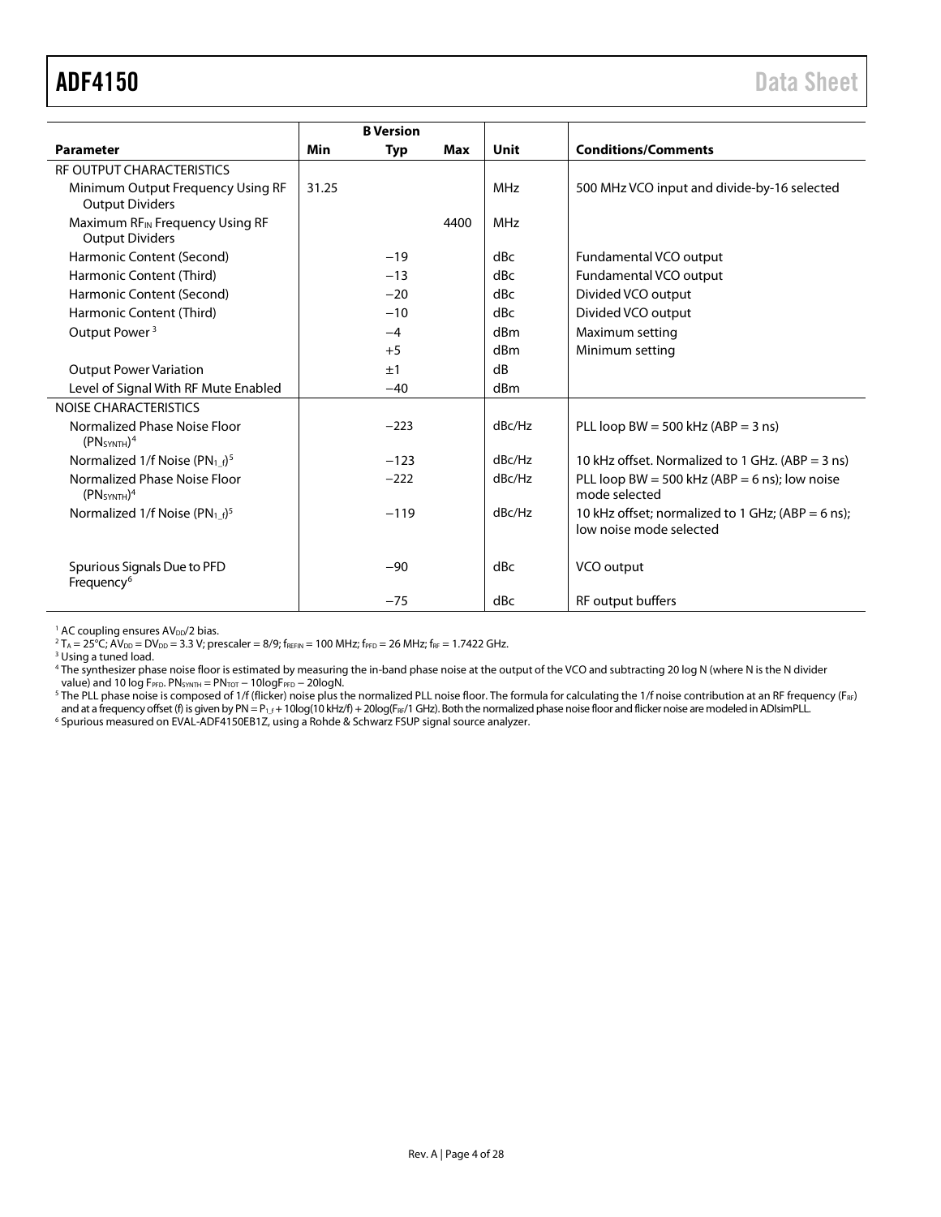| Parameter | B Version | | | Unit | Conditions/Comments |
|---|---|---|---|---|---|
| | Min | Typ | Max | | |
| RF OUTPUT CHARACTERISTICS | | | | | |
| Minimum Output Frequency Using RF Output Dividers | 31.25 | | | MHz | 500 MHz VCO input and divide-by-16 selected |
| Maximum $RF_{IN}$ Frequency Using RF Output Dividers | | | 4400 | MHz | |
| Harmonic Content (Second) | | −19 | | dBc | Fundamental VCO output |
| Harmonic Content (Third) | | −13 | | dBc | Fundamental VCO output |
| Harmonic Content (Second) | | −20 | | dBc | Divided VCO output |
| Harmonic Content (Third) | | −10 | | dBc | Divided VCO output |
| Output Power [3] | | −4 | | dBm | Maximum setting |
| | | +5 | | dBm | Minimum setting |
| Output Power Variation | | ±1 | | dB | |
| Level of Signal With RF Mute Enabled | | −40 | | dBm | |
| NOISE CHARACTERISTICS | | | | | |
| Normalized Phase Noise Floor ($PN_{SYNTH}$)[4] | | −223 | | dBc/Hz | PLL loop BW = 500 kHz (ABP = 3 ns) |
| Normalized 1/f Noise ($PN_{1\_f}$)[5] | | −123 | | dBc/Hz | 10 kHz offset. Normalized to 1 GHz. (ABP = 3 ns) |
| Normalized Phase Noise Floor ($PN_{SYNTH}$)[4] | | −222 | | dBc/Hz | PLL loop BW = 500 kHz (ABP = 6 ns); low noise mode selected |
| Normalized 1/f Noise ($PN_{1\_f}$)[5] | | −119 | | dBc/Hz | 10 kHz offset; normalized to 1 GHz; (ABP = 6 ns); low noise mode selected |
| Spurious Signals Due to PFD Frequency[6] | | −90 | | dBc | VCO output |
| | | −75 | | dBc | RF output buffers |

[1] AC coupling ensures $AV_{DD}/2$ bias.

[2] $T_A$ = 25°C; $AV_{DD} = DV_{DD}$ = 3.3 V; prescaler = 8/9; $f_{REFIN}$ = 100 MHz; $f_{PFD}$ = 26 MHz; $f_{RF}$ = 1.7422 GHz.

[3] Using a tuned load.

[4] The synthesizer phase noise floor is estimated by measuring the in-band phase noise at the output of the VCO and subtracting 20 log N (where N is the N divider value) and 10 log $F_{PFD}$. $PN_{SYNTH} = PN_{TOT} - 10\log F_{PFD} - 20\log N$.

[5] The PLL phase noise is composed of 1/f (flicker) noise plus the normalized PLL noise floor. The formula for calculating the 1/f noise contribution at an RF frequency ($F_{RF}$) and at a frequency offset (f) is given by $PN = P_{1\_f} + 10\log(10\text{ kHz}/f) + 20\log(F_{RF}/1\text{ GHz})$. Both the normalized phase noise floor and flicker noise are modeled in ADIsimPLL.

[6] Spurious measured on EVAL-ADF4150EB1Z, using a Rohde & Schwarz FSUP signal source analyzer.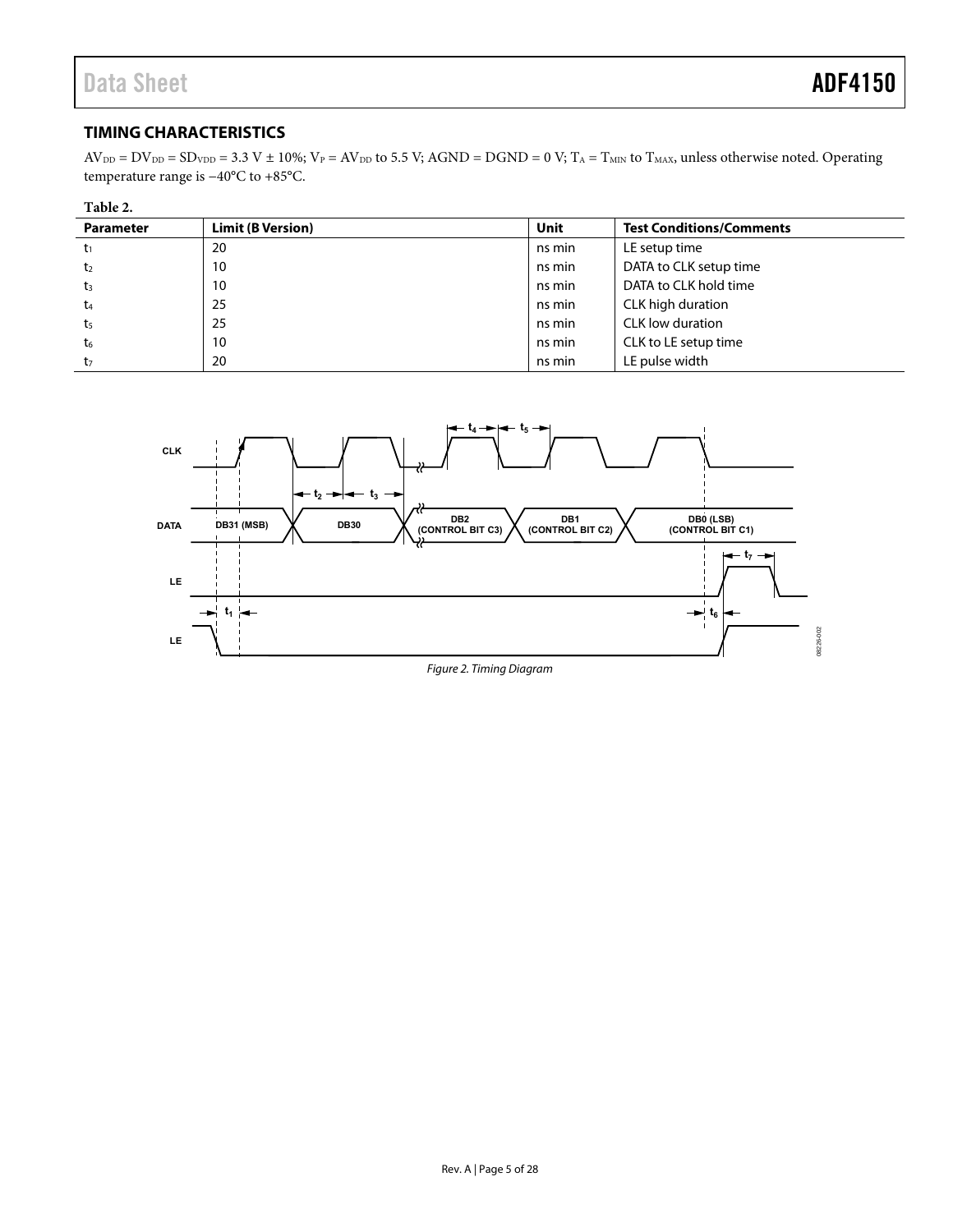## TIMING CHARACTERISTICS

$AV_{DD} = DV_{DD} = SD_{VDD} = 3.3\ V \pm 10\%$; $V_P = AV_{DD}$ to 5.5 V; AGND = DGND = 0 V; $T_A = T_{MIN}$ to $T_{MAX}$, unless otherwise noted. Operating temperature range is −40°C to +85°C.

**Table 2.**

| Parameter | Limit (B Version) | Unit | Test Conditions/Comments |
|---|---|---|---|
| $t_1$ | 20 | ns min | LE setup time |
| $t_2$ | 10 | ns min | DATA to CLK setup time |
| $t_3$ | 10 | ns min | DATA to CLK hold time |
| $t_4$ | 25 | ns min | CLK high duration |
| $t_5$ | 25 | ns min | CLK low duration |
| $t_6$ | 10 | ns min | CLK to LE setup time |
| $t_7$ | 20 | ns min | LE pulse width |

*Figure 2. Timing Diagram*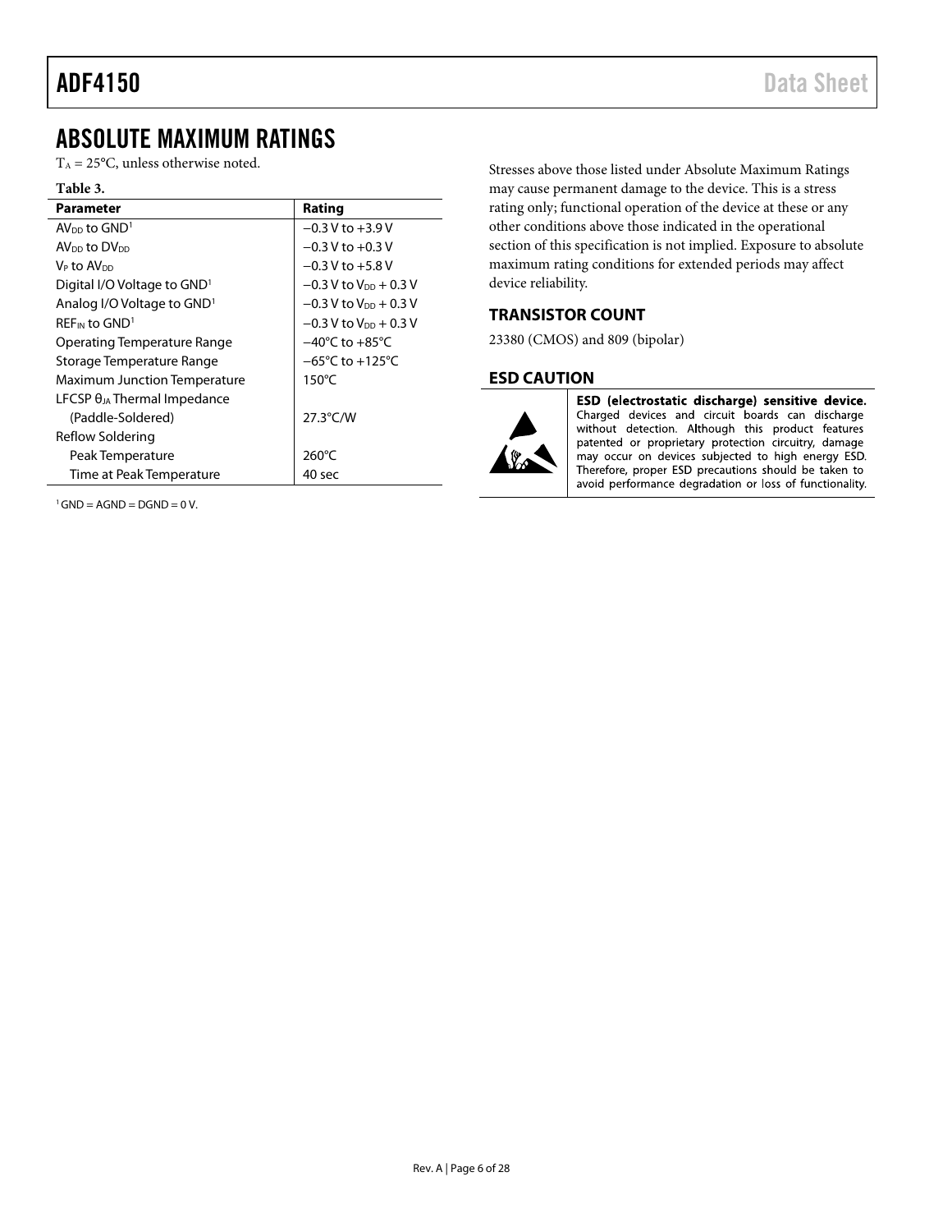## ABSOLUTE MAXIMUM RATINGS

$T_A$ = 25°C, unless otherwise noted.

**Table 3.**

| Parameter | Rating |
|---|---|
| $AV_{DD}$ to GND[1] | −0.3 V to +3.9 V |
| $AV_{DD}$ to $DV_{DD}$ | −0.3 V to +0.3 V |
| $V_P$ to $AV_{DD}$ | −0.3 V to +5.8 V |
| Digital I/O Voltage to GND[1] | −0.3 V to $V_{DD}$ + 0.3 V |
| Analog I/O Voltage to GND[1] | −0.3 V to $V_{DD}$ + 0.3 V |
| $REF_{IN}$ to GND[1] | −0.3 V to $V_{DD}$ + 0.3 V |
| Operating Temperature Range | −40°C to +85°C |
| Storage Temperature Range | −65°C to +125°C |
| Maximum Junction Temperature | 150°C |
| LFCSP $\theta_{JA}$ Thermal Impedance | |
| (Paddle-Soldered) | 27.3°C/W |
| Reflow Soldering | |
| Peak Temperature | 260°C |
| Time at Peak Temperature | 40 sec |

[1] GND = AGND = DGND = 0 V.

Stresses above those listed under Absolute Maximum Ratings may cause permanent damage to the device. This is a stress rating only; functional operation of the device at these or any other conditions above those indicated in the operational section of this specification is not implied. Exposure to absolute maximum rating conditions for extended periods may affect device reliability.

### TRANSISTOR COUNT

23380 (CMOS) and 809 (bipolar)

### ESD CAUTION

**ESD (electrostatic discharge) sensitive device.** Charged devices and circuit boards can discharge without detection. Although this product features patented or proprietary protection circuitry, damage may occur on devices subjected to high energy ESD. Therefore, proper ESD precautions should be taken to avoid performance degradation or loss of functionality.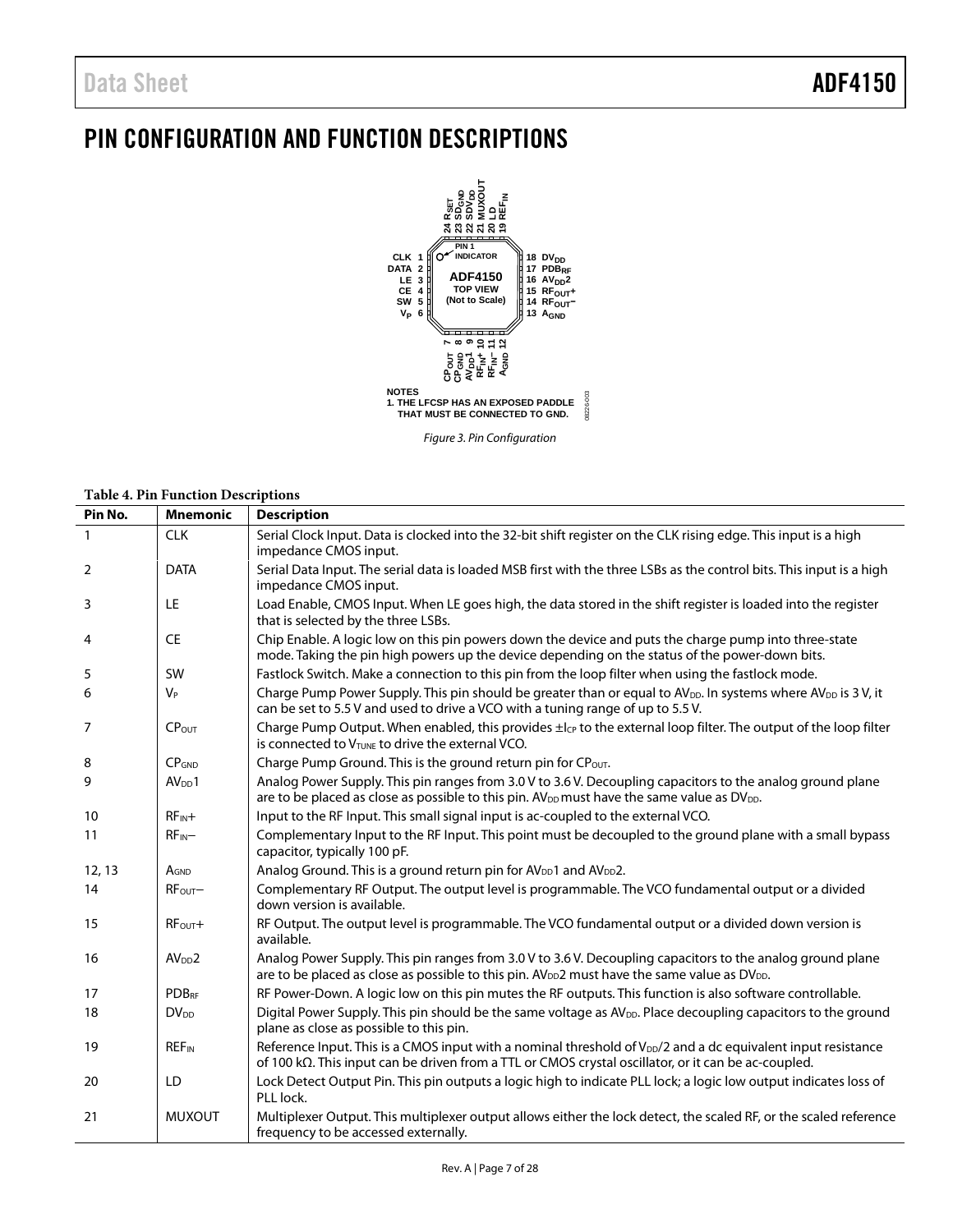# PIN CONFIGURATION AND FUNCTION DESCRIPTIONS

NOTES
1. THE LFCSP HAS AN EXPOSED PADDLE THAT MUST BE CONNECTED TO GND.

*Figure 3. Pin Configuration*

**Table 4. Pin Function Descriptions**

| Pin No. | Mnemonic | Description |
|---|---|---|
| 1 | CLK | Serial Clock Input. Data is clocked into the 32-bit shift register on the CLK rising edge. This input is a high impedance CMOS input. |
| 2 | DATA | Serial Data Input. The serial data is loaded MSB first with the three LSBs as the control bits. This input is a high impedance CMOS input. |
| 3 | LE | Load Enable, CMOS Input. When LE goes high, the data stored in the shift register is loaded into the register that is selected by the three LSBs. |
| 4 | CE | Chip Enable. A logic low on this pin powers down the device and puts the charge pump into three-state mode. Taking the pin high powers up the device depending on the status of the power-down bits. |
| 5 | SW | Fastlock Switch. Make a connection to this pin from the loop filter when using the fastlock mode. |
| 6 | $V_P$ | Charge Pump Power Supply. This pin should be greater than or equal to $AV_{DD}$. In systems where $AV_{DD}$ is 3 V, it can be set to 5.5 V and used to drive a VCO with a tuning range of up to 5.5 V. |
| 7 | $CP_{OUT}$ | Charge Pump Output. When enabled, this provides $\pm I_{CP}$ to the external loop filter. The output of the loop filter is connected to $V_{TUNE}$ to drive the external VCO. |
| 8 | $CP_{GND}$ | Charge Pump Ground. This is the ground return pin for $CP_{OUT}$. |
| 9 | $AV_{DD}1$ | Analog Power Supply. This pin ranges from 3.0 V to 3.6 V. Decoupling capacitors to the analog ground plane are to be placed as close as possible to this pin. $AV_{DD}$ must have the same value as $DV_{DD}$. |
| 10 | $RF_{IN}+$ | Input to the RF Input. This small signal input is ac-coupled to the external VCO. |
| 11 | $RF_{IN}-$ | Complementary Input to the RF Input. This point must be decoupled to the ground plane with a small bypass capacitor, typically 100 pF. |
| 12, 13 | $A_{GND}$ | Analog Ground. This is a ground return pin for $AV_{DD}1$ and $AV_{DD}2$. |
| 14 | $RF_{OUT}-$ | Complementary RF Output. The output level is programmable. The VCO fundamental output or a divided down version is available. |
| 15 | $RF_{OUT}+$ | RF Output. The output level is programmable. The VCO fundamental output or a divided down version is available. |
| 16 | $AV_{DD}2$ | Analog Power Supply. This pin ranges from 3.0 V to 3.6 V. Decoupling capacitors to the analog ground plane are to be placed as close as possible to this pin. $AV_{DD}2$ must have the same value as $DV_{DD}$. |
| 17 | $PDB_{RF}$ | RF Power-Down. A logic low on this pin mutes the RF outputs. This function is also software controllable. |
| 18 | $DV_{DD}$ | Digital Power Supply. This pin should be the same voltage as $AV_{DD}$. Place decoupling capacitors to the ground plane as close as possible to this pin. |
| 19 | $REF_{IN}$ | Reference Input. This is a CMOS input with a nominal threshold of $V_{DD}/2$ and a dc equivalent input resistance of 100 kΩ. This input can be driven from a TTL or CMOS crystal oscillator, or it can be ac-coupled. |
| 20 | LD | Lock Detect Output Pin. This pin outputs a logic high to indicate PLL lock; a logic low output indicates loss of PLL lock. |
| 21 | MUXOUT | Multiplexer Output. This multiplexer output allows either the lock detect, the scaled RF, or the scaled reference frequency to be accessed externally. |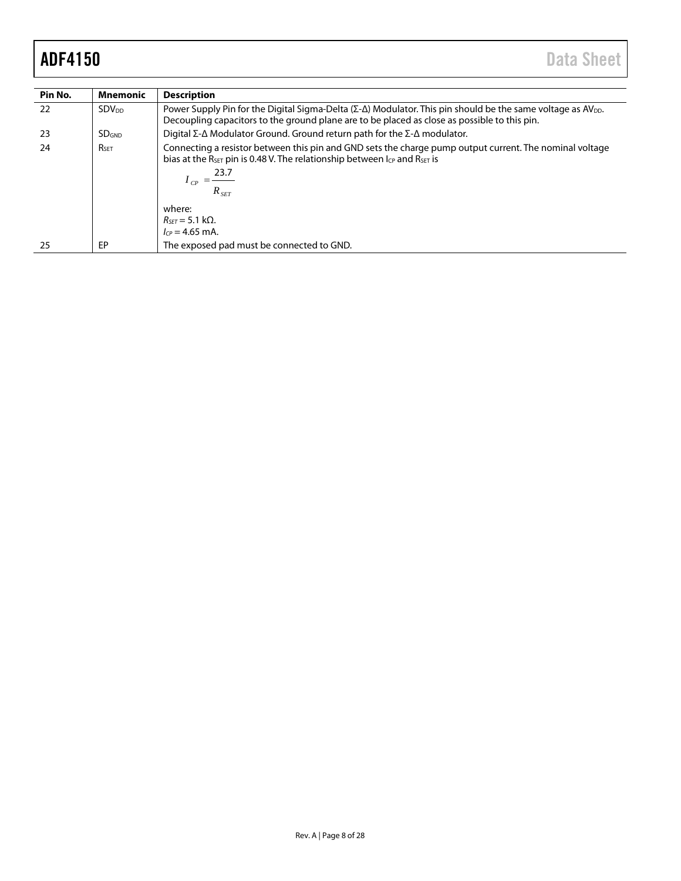| Pin No. | Mnemonic | Description |
|---|---|---|
| 22 | $SDV_{DD}$ | Power Supply Pin for the Digital Sigma-Delta (Σ-Δ) Modulator. This pin should be the same voltage as $AV_{DD}$. Decoupling capacitors to the ground plane are to be placed as close as possible to this pin. |
| 23 | $SD_{GND}$ | Digital Σ-Δ Modulator Ground. Ground return path for the Σ-Δ modulator. |
| 24 | $R_{SET}$ | Connecting a resistor between this pin and GND sets the charge pump output current. The nominal voltage bias at the $R_{SET}$ pin is 0.48 V. The relationship between $I_{CP}$ and $R_{SET}$ is $$I_{CP} = \frac{23.7}{R_{SET}}$$ where: $R_{SET}$ = 5.1 kΩ. $I_{CP}$ = 4.65 mA. |
| 25 | EP | The exposed pad must be connected to GND. |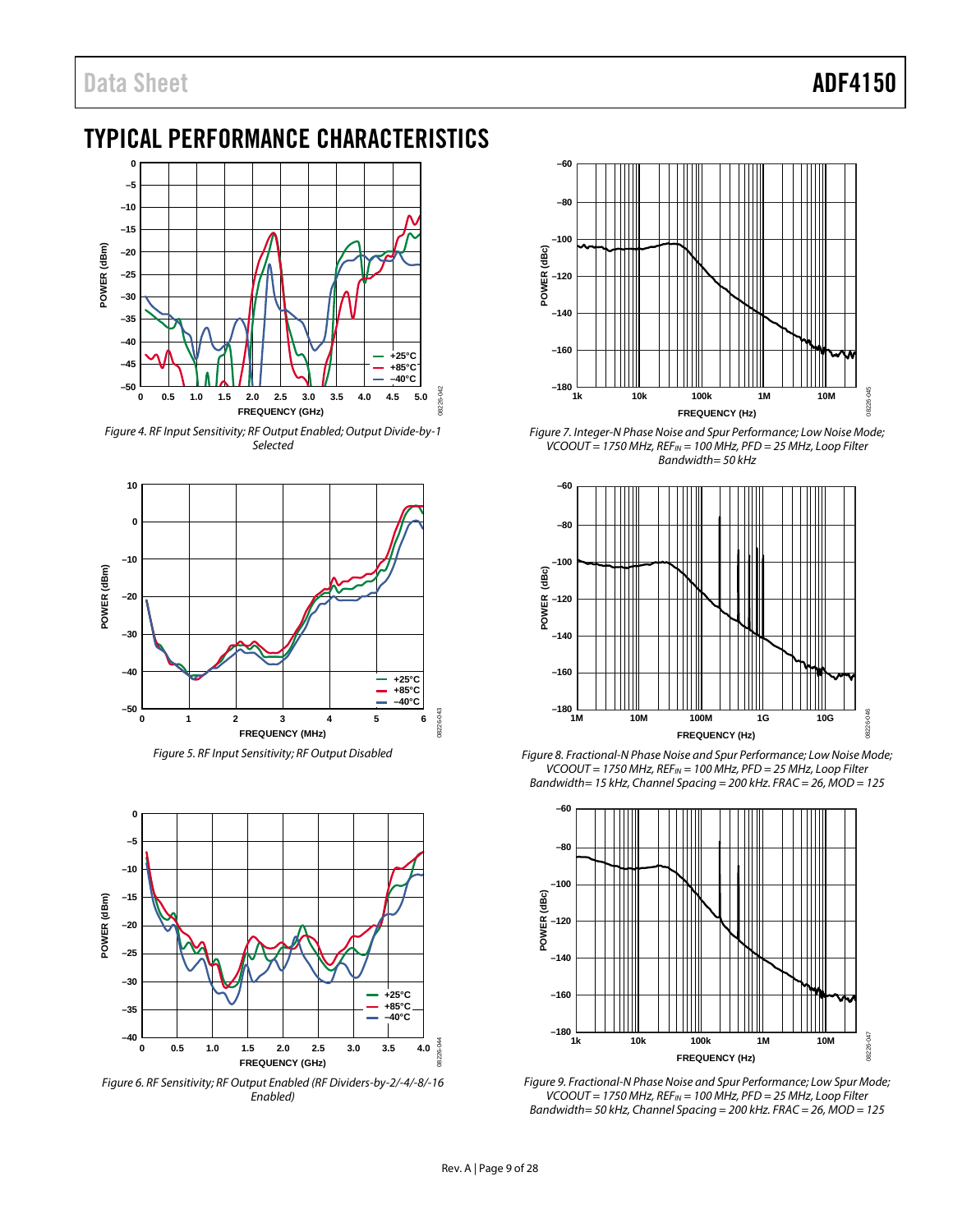## TYPICAL PERFORMANCE CHARACTERISTICS

Figure 4. RF Input Sensitivity; RF Output Enabled; Output Divide-by-1 Selected

Figure 5. RF Input Sensitivity; RF Output Disabled

Figure 6. RF Sensitivity; RF Output Enabled (RF Dividers-by-2/-4/-8/-16 Enabled)

Figure 7. Integer-N Phase Noise and Spur Performance; Low Noise Mode; VCOOUT = 1750 MHz, $REF_{IN}$ = 100 MHz, PFD = 25 MHz, Loop Filter Bandwidth= 50 kHz

Figure 8. Fractional-N Phase Noise and Spur Performance; Low Noise Mode; VCOOUT = 1750 MHz, $REF_{IN}$ = 100 MHz, PFD = 25 MHz, Loop Filter Bandwidth= 15 kHz, Channel Spacing = 200 kHz. FRAC = 26, MOD = 125

Figure 9. Fractional-N Phase Noise and Spur Performance; Low Spur Mode; VCOOUT = 1750 MHz, $REF_{IN}$ = 100 MHz, PFD = 25 MHz, Loop Filter Bandwidth= 50 kHz, Channel Spacing = 200 kHz. FRAC = 26, MOD = 125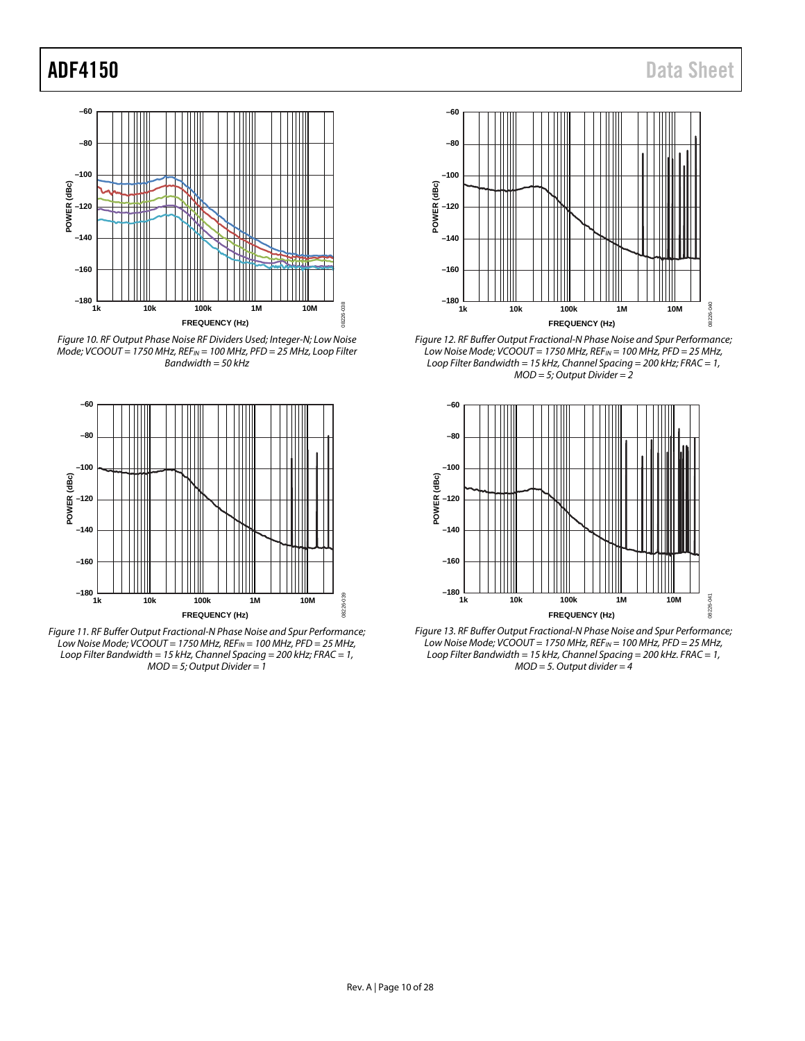Figure 10. RF Output Phase Noise RF Dividers Used; Integer-N; Low Noise Mode; VCOOUT = 1750 MHz, $REF_{IN}$ = 100 MHz, PFD = 25 MHz, Loop Filter Bandwidth = 50 kHz

Figure 11. RF Buffer Output Fractional-N Phase Noise and Spur Performance; Low Noise Mode; VCOOUT = 1750 MHz, $REF_{IN}$ = 100 MHz, PFD = 25 MHz, Loop Filter Bandwidth = 15 kHz, Channel Spacing = 200 kHz; FRAC = 1, MOD = 5; Output Divider = 1

Figure 12. RF Buffer Output Fractional-N Phase Noise and Spur Performance; Low Noise Mode; VCOOUT = 1750 MHz, $REF_{IN}$ = 100 MHz, PFD = 25 MHz, Loop Filter Bandwidth = 15 kHz, Channel Spacing = 200 kHz; FRAC = 1, MOD = 5; Output Divider = 2

Figure 13. RF Buffer Output Fractional-N Phase Noise and Spur Performance; Low Noise Mode; VCOOUT = 1750 MHz, $REF_{IN}$ = 100 MHz, PFD = 25 MHz, Loop Filter Bandwidth = 15 kHz, Channel Spacing = 200 kHz. FRAC = 1, MOD = 5. Output divider = 4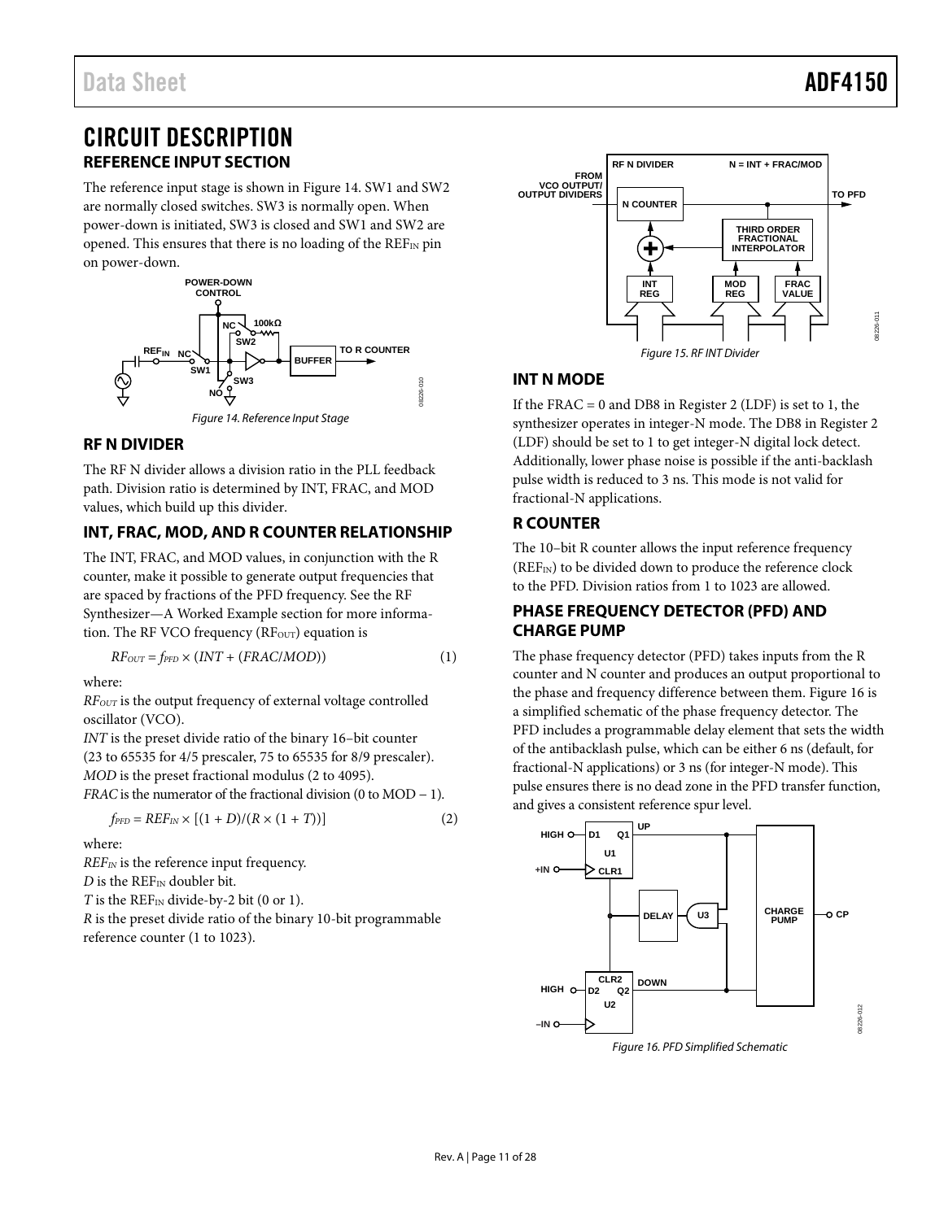# CIRCUIT DESCRIPTION

## REFERENCE INPUT SECTION

The reference input stage is shown in Figure 14. SW1 and SW2 are normally closed switches. SW3 is normally open. When power-down is initiated, SW3 is closed and SW1 and SW2 are opened. This ensures that there is no loading of the $REF_{IN}$ pin on power-down.

Figure 14. Reference Input Stage

## RF N DIVIDER

The RF N divider allows a division ratio in the PLL feedback path. Division ratio is determined by INT, FRAC, and MOD values, which build up this divider.

## INT, FRAC, MOD, AND R COUNTER RELATIONSHIP

The INT, FRAC, and MOD values, in conjunction with the R counter, make it possible to generate output frequencies that are spaced by fractions of the PFD frequency. See the RF Synthesizer—A Worked Example section for more information. The RF VCO frequency ($RF_{OUT}$) equation is

$$RF_{OUT} = f_{PFD} \times (INT + (FRAC/MOD)) \quad (1)$$

where:

$RF_{OUT}$ is the output frequency of external voltage controlled oscillator (VCO).

*INT* is the preset divide ratio of the binary 16–bit counter (23 to 65535 for 4/5 prescaler, 75 to 65535 for 8/9 prescaler).

*MOD* is the preset fractional modulus (2 to 4095).

*FRAC* is the numerator of the fractional division (0 to MOD − 1).

$$f_{PFD} = REF_{IN} \times [(1 + D)/(R \times (1 + T))] \quad (2)$$

where:

$REF_{IN}$ is the reference input frequency.

*D* is the $REF_{IN}$ doubler bit.

*T* is the $REF_{IN}$ divide-by-2 bit (0 or 1).

*R* is the preset divide ratio of the binary 10-bit programmable reference counter (1 to 1023).

Figure 15. RF INT Divider

## INT N MODE

If the FRAC = 0 and DB8 in Register 2 (LDF) is set to 1, the synthesizer operates in integer-N mode. The DB8 in Register 2 (LDF) should be set to 1 to get integer-N digital lock detect. Additionally, lower phase noise is possible if the anti-backlash pulse width is reduced to 3 ns. This mode is not valid for fractional-N applications.

## R COUNTER

The 10–bit R counter allows the input reference frequency ($REF_{IN}$) to be divided down to produce the reference clock to the PFD. Division ratios from 1 to 1023 are allowed.

## PHASE FREQUENCY DETECTOR (PFD) AND CHARGE PUMP

The phase frequency detector (PFD) takes inputs from the R counter and N counter and produces an output proportional to the phase and frequency difference between them. Figure 16 is a simplified schematic of the phase frequency detector. The PFD includes a programmable delay element that sets the width of the antibacklash pulse, which can be either 6 ns (default, for fractional-N applications) or 3 ns (for integer-N mode). This pulse ensures there is no dead zone in the PFD transfer function, and gives a consistent reference spur level.

Figure 16. PFD Simplified Schematic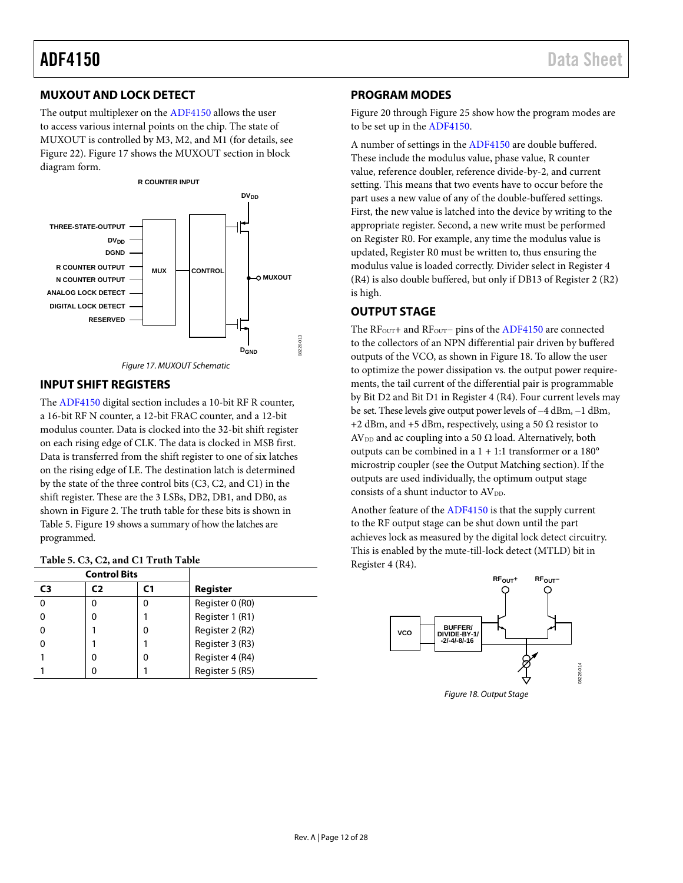## MUXOUT AND LOCK DETECT

The output multiplexer on the ADF4150 allows the user to access various internal points on the chip. The state of MUXOUT is controlled by M3, M2, and M1 (for details, see Figure 22). Figure 17 shows the MUXOUT section in block diagram form.

*Figure 17. MUXOUT Schematic*

## INPUT SHIFT REGISTERS

The ADF4150 digital section includes a 10-bit RF R counter, a 16-bit RF N counter, a 12-bit FRAC counter, and a 12-bit modulus counter. Data is clocked into the 32-bit shift register on each rising edge of CLK. The data is clocked in MSB first. Data is transferred from the shift register to one of six latches on the rising edge of LE. The destination latch is determined by the state of the three control bits (C3, C2, and C1) in the shift register. These are the 3 LSBs, DB2, DB1, and DB0, as shown in Figure 2. The truth table for these bits is shown in Table 5. Figure 19 shows a summary of how the latches are programmed.

**Table 5. C3, C2, and C1 Truth Table**

| Control Bits | | | |
|---|---|---|---|
| **C3** | **C2** | **C1** | **Register** |
| 0 | 0 | 0 | Register 0 (R0) |
| 0 | 0 | 1 | Register 1 (R1) |
| 0 | 1 | 0 | Register 2 (R2) |
| 0 | 1 | 1 | Register 3 (R3) |
| 1 | 0 | 0 | Register 4 (R4) |
| 1 | 0 | 1 | Register 5 (R5) |

## PROGRAM MODES

Figure 20 through Figure 25 show how the program modes are to be set up in the ADF4150.

A number of settings in the ADF4150 are double buffered. These include the modulus value, phase value, R counter value, reference doubler, reference divide-by-2, and current setting. This means that two events have to occur before the part uses a new value of any of the double-buffered settings. First, the new value is latched into the device by writing to the appropriate register. Second, a new write must be performed on Register R0. For example, any time the modulus value is updated, Register R0 must be written to, thus ensuring the modulus value is loaded correctly. Divider select in Register 4 (R4) is also double buffered, but only if DB13 of Register 2 (R2) is high.

## OUTPUT STAGE

The $RF_{OUT}$+ and $RF_{OUT}$− pins of the ADF4150 are connected to the collectors of an NPN differential pair driven by buffered outputs of the VCO, as shown in Figure 18. To allow the user to optimize the power dissipation vs. the output power requirements, the tail current of the differential pair is programmable by Bit D2 and Bit D1 in Register 4 (R4). Four current levels may be set. These levels give output power levels of −4 dBm, −1 dBm, +2 dBm, and +5 dBm, respectively, using a 50 Ω resistor to $AV_{DD}$ and ac coupling into a 50 Ω load. Alternatively, both outputs can be combined in a 1 + 1:1 transformer or a 180° microstrip coupler (see the Output Matching section). If the outputs are used individually, the optimum output stage consists of a shunt inductor to $AV_{DD}$.

Another feature of the ADF4150 is that the supply current to the RF output stage can be shut down until the part achieves lock as measured by the digital lock detect circuitry. This is enabled by the mute-till-lock detect (MTLD) bit in Register 4 (R4).

*Figure 18. Output Stage*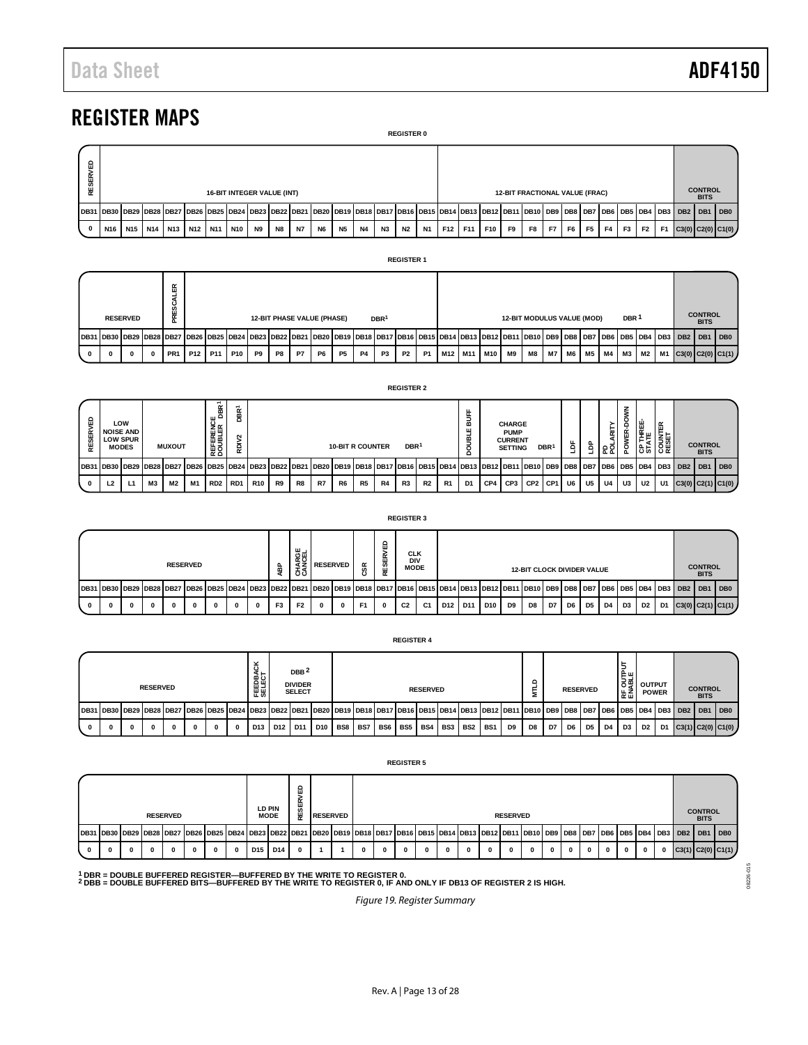# REGISTER MAPS

**REGISTER 0**

| RESERVED | 16-BIT INTEGER VALUE (INT) | | | | | | | | | | | | | | | | 12-BIT FRACTIONAL VALUE (FRAC) | | | | | | | | | | | | CONTROL BITS | | |
|---|---|---|---|---|---|---|---|---|---|---|---|---|---|---|---|---|---|---|---|---|---|---|---|---|---|---|---|---|---|---|---|
| DB31 | DB30 | DB29 | DB28 | DB27 | DB26 | DB25 | DB24 | DB23 | DB22 | DB21 | DB20 | DB19 | DB18 | DB17 | DB16 | DB15 | DB14 | DB13 | DB12 | DB11 | DB10 | DB9 | DB8 | DB7 | DB6 | DB5 | DB4 | DB3 | DB2 | DB1 | DB0 |
| 0 | N16 | N15 | N14 | N13 | N12 | N11 | N10 | N9 | N8 | N7 | N6 | N5 | N4 | N3 | N2 | N1 | F12 | F11 | F10 | F9 | F8 | F7 | F6 | F5 | F4 | F3 | F2 | F1 | C3(0) | C2(0) | C1(0) |

**REGISTER 1**

| RESERVED | | | | PRESCALER | 12-BIT PHASE VALUE (PHASE) DBR[1] | | | | | | | | | | | | 12-BIT MODULUS VALUE (MOD) DBR[1] | | | | | | | | | | | | CONTROL BITS | | |
|---|---|---|---|---|---|---|---|---|---|---|---|---|---|---|---|---|---|---|---|---|---|---|---|---|---|---|---|---|---|---|---|
| DB31 | DB30 | DB29 | DB28 | DB27 | DB26 | DB25 | DB24 | DB23 | DB22 | DB21 | DB20 | DB19 | DB18 | DB17 | DB16 | DB15 | DB14 | DB13 | DB12 | DB11 | DB10 | DB9 | DB8 | DB7 | DB6 | DB5 | DB4 | DB3 | DB2 | DB1 | DB0 |
| 0 | 0 | 0 | 0 | PR1 | P12 | P11 | P10 | P9 | P8 | P7 | P6 | P5 | P4 | P3 | P2 | P1 | M12 | M11 | M10 | M9 | M8 | M7 | M6 | M5 | M4 | M3 | M2 | M1 | C3(0) | C2(0) | C1(1) |

**REGISTER 2**

| RESERVED | LOW NOISE AND LOW SPUR MODES | | MUXOUT | | | REFERENCE DOUBLER DBR[1] | RDIV2 DBR[1] | 10-BIT R COUNTER DBR[1] | | | | | | | | | | DOUBLE BUFF | CHARGE PUMP CURRENT SETTING DBR[1] | | | | LDF | LDP | PD POLARITY | POWER-DOWN | CP THREE-STATE | COUNTER RESET | CONTROL BITS | | |
|---|---|---|---|---|---|---|---|---|---|---|---|---|---|---|---|---|---|---|---|---|---|---|---|---|---|---|---|---|---|---|---|
| DB31 | DB30 | DB29 | DB28 | DB27 | DB26 | DB25 | DB24 | DB23 | DB22 | DB21 | DB20 | DB19 | DB18 | DB17 | DB16 | DB15 | DB14 | DB13 | DB12 | DB11 | DB10 | DB9 | DB8 | DB7 | DB6 | DB5 | DB4 | DB3 | DB2 | DB1 | DB0 |
| 0 | L2 | L1 | M3 | M2 | M1 | RD2 | RD1 | R10 | R9 | R8 | R7 | R6 | R5 | R4 | R3 | R2 | R1 | D1 | CP4 | CP3 | CP2 | CP1 | U6 | U5 | U4 | U3 | U2 | U1 | C3(0) | C2(1) | C1(0) |

**REGISTER 3**

| RESERVED | | | | | | | | | ABP | CHARGE CANCEL | RESERVED | | CSR | RESERVED | CLK DIV MODE | | 12-BIT CLOCK DIVIDER VALUE | | | | | | | | | | | | CONTROL BITS | | |
|---|---|---|---|---|---|---|---|---|---|---|---|---|---|---|---|---|---|---|---|---|---|---|---|---|---|---|---|---|---|---|---|
| DB31 | DB30 | DB29 | DB28 | DB27 | DB26 | DB25 | DB24 | DB23 | DB22 | DB21 | DB20 | DB19 | DB18 | DB17 | DB16 | DB15 | DB14 | DB13 | DB12 | DB11 | DB10 | DB9 | DB8 | DB7 | DB6 | DB5 | DB4 | DB3 | DB2 | DB1 | DB0 |
| 0 | 0 | 0 | 0 | 0 | 0 | 0 | 0 | 0 | F3 | F2 | 0 | 0 | F1 | 0 | C2 | C1 | D12 | D11 | D10 | D9 | D8 | D7 | D6 | D5 | D4 | D3 | D2 | D1 | C3(0) | C2(1) | C1(1) |

**REGISTER 4**

| RESERVED | | | | | | | | FEEDBACK SELECT | DBB[2] DIVIDER SELECT | | | RESERVED | | | | | | | | | MTLD | RESERVED | | | | | RF OUTPUT ENABLE | OUTPUT POWER | | CONTROL BITS | | |
|---|---|---|---|---|---|---|---|---|---|---|---|---|---|---|---|---|---|---|---|---|---|---|---|---|---|---|---|---|---|---|---|
| DB31 | DB30 | DB29 | DB28 | DB27 | DB26 | DB25 | DB24 | DB23 | DB22 | DB21 | DB20 | DB19 | DB18 | DB17 | DB16 | DB15 | DB14 | DB13 | DB12 | DB11 | DB10 | DB9 | DB8 | DB7 | DB6 | DB5 | DB4 | DB3 | DB2 | DB1 | DB0 |
| 0 | 0 | 0 | 0 | 0 | 0 | 0 | 0 | D13 | D12 | D11 | D10 | BS8 | BS7 | BS6 | BS5 | BS4 | BS3 | BS2 | BS1 | D9 | D8 | D7 | D6 | D5 | D4 | D3 | D2 | D1 | C3(1) | C2(0) | C1(0) |

**REGISTER 5**

| RESERVED | | | | | | | | | LD PIN MODE | | RESERVED | RESERVED | | RESERVED | | | | | | | | | | | | | | | CONTROL BITS | | |
|---|---|---|---|---|---|---|---|---|---|---|---|---|---|---|---|---|---|---|---|---|---|---|---|---|---|---|---|---|---|---|---|
| DB31 | DB30 | DB29 | DB28 | DB27 | DB26 | DB25 | DB24 | DB23 | DB22 | DB21 | DB20 | DB19 | DB18 | DB17 | DB16 | DB15 | DB14 | DB13 | DB12 | DB11 | DB10 | DB9 | DB8 | DB7 | DB6 | DB5 | DB4 | DB3 | DB2 | DB1 | DB0 |
| 0 | 0 | 0 | 0 | 0 | 0 | 0 | 0 | 0 | D15 | D14 | 0 | 1 | 1 | 0 | 0 | 0 | 0 | 0 | 0 | 0 | 0 | 0 | 0 | 0 | 0 | 0 | 0 | 0 | C3(1) | C2(0) | C1(1) |

[1] DBR = DOUBLE BUFFERED REGISTER—BUFFERED BY THE WRITE TO REGISTER 0.
[2] DBB = DOUBLE BUFFERED BITS—BUFFERED BY THE WRITE TO REGISTER 0, IF AND ONLY IF DB13 OF REGISTER 2 IS HIGH.

*Figure 19. Register Summary*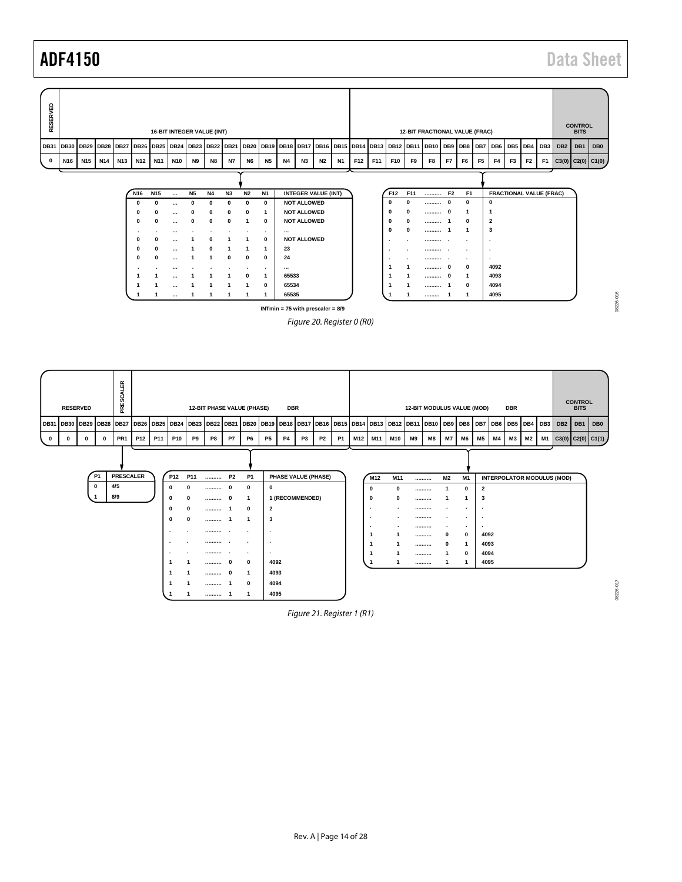| RESERVED | 16-BIT INTEGER VALUE (INT) | | | | | | | | | | | | | | | | 12-BIT FRACTIONAL VALUE (FRAC) | | | | | | | | | | | | CONTROL BITS | | |
|---|---|---|---|---|---|---|---|---|---|---|---|---|---|---|---|---|---|---|---|---|---|---|---|---|---|---|---|---|---|---|---|
| DB31 | DB30 | DB29 | DB28 | DB27 | DB26 | DB25 | DB24 | DB23 | DB22 | DB21 | DB20 | DB19 | DB18 | DB17 | DB16 | DB15 | DB14 | DB13 | DB12 | DB11 | DB10 | DB9 | DB8 | DB7 | DB6 | DB5 | DB4 | DB3 | DB2 | DB1 | DB0 |
| 0 | N16 | N15 | N14 | N13 | N12 | N11 | N10 | N9 | N8 | N7 | N6 | N5 | N4 | N3 | N2 | N1 | F12 | F11 | F10 | F9 | F8 | F7 | F6 | F5 | F4 | F3 | F2 | F1 | C3(0) | C2(0) | C1(0) |

| N16 | N15 | ... | N5 | N4 | N3 | N2 | N1 | INTEGER VALUE (INT) |
|---|---|---|---|---|---|---|---|---|
| 0 | 0 | ... | 0 | 0 | 0 | 0 | 0 | NOT ALLOWED |
| 0 | 0 | ... | 0 | 0 | 0 | 0 | 1 | NOT ALLOWED |
| 0 | 0 | ... | 0 | 0 | 0 | 1 | 0 | NOT ALLOWED |
| . | . | ... | . | . | . | . | . | ... |
| 0 | 0 | ... | 1 | 0 | 1 | 1 | 0 | NOT ALLOWED |
| 0 | 0 | ... | 1 | 0 | 1 | 1 | 1 | 23 |
| 0 | 0 | ... | 1 | 1 | 0 | 0 | 0 | 24 |
| . | . | ... | . | . | . | . | . | ... |
| 1 | 1 | ... | 1 | 1 | 1 | 0 | 1 | 65533 |
| 1 | 1 | ... | 1 | 1 | 1 | 1 | 0 | 65534 |
| 1 | 1 | ... | 1 | 1 | 1 | 1 | 1 | 65535 |

INTmin = 75 with prescaler = 8/9

| F12 | F11 | .......... | F2 | F1 | FRACTIONAL VALUE (FRAC) |
|---|---|---|---|---|---|
| 0 | 0 | .......... | 0 | 0 | 0 |
| 0 | 0 | .......... | 0 | 1 | 1 |
| 0 | 0 | .......... | 1 | 0 | 2 |
| 0 | 0 | .......... | 1 | 1 | 3 |
| . | . | .......... | . | . | . |
| . | . | .......... | . | . | . |
| . | . | .......... | . | . | . |
| 1 | 1 | .......... | 0 | 0 | 4092 |
| 1 | 1 | .......... | 0 | 1 | 4093 |
| 1 | 1 | .......... | 1 | 0 | 4094 |
| 1 | 1 | .......... | 1 | 1 | 4095 |

*Figure 20. Register 0 (R0)*

| RESERVED | | | | PRESCALER | 12-BIT PHASE VALUE (PHASE) | | | | | | | | DBR | | | | 12-BIT MODULUS VALUE (MOD) | | | | | | | | | DBR | | | CONTROL BITS | | |
|---|---|---|---|---|---|---|---|---|---|---|---|---|---|---|---|---|---|---|---|---|---|---|---|---|---|---|---|---|---|---|---|
| DB31 | DB30 | DB29 | DB28 | DB27 | DB26 | DB25 | DB24 | DB23 | DB22 | DB21 | DB20 | DB19 | DB18 | DB17 | DB16 | DB15 | DB14 | DB13 | DB12 | DB11 | DB10 | DB9 | DB8 | DB7 | DB6 | DB5 | DB4 | DB3 | DB2 | DB1 | DB0 |
| 0 | 0 | 0 | 0 | PR1 | P12 | P11 | P10 | P9 | P8 | P7 | P6 | P5 | P4 | P3 | P2 | P1 | M12 | M11 | M10 | M9 | M8 | M7 | M6 | M5 | M4 | M3 | M2 | M1 | C3(0) | C2(0) | C1(1) |

| P1 | PRESCALER |
|---|---|
| 0 | 4/5 |
| 1 | 8/9 |

| P12 | P11 | .......... | P2 | P1 | PHASE VALUE (PHASE) |
|---|---|---|---|---|---|
| 0 | 0 | .......... | 0 | 0 | 0 |
| 0 | 0 | .......... | 0 | 1 | 1 (RECOMMENDED) |
| 0 | 0 | .......... | 1 | 0 | 2 |
| 0 | 0 | .......... | 1 | 1 | 3 |
| . | . | .......... | . | . | . |
| . | . | .......... | . | . | . |
| . | . | .......... | . | . | . |
| 1 | 1 | .......... | 0 | 0 | 4092 |
| 1 | 1 | .......... | 0 | 1 | 4093 |
| 1 | 1 | .......... | 1 | 0 | 4094 |
| 1 | 1 | .......... | 1 | 1 | 4095 |

| M12 | M11 | .......... | M2 | M1 | INTERPOLATOR MODULUS (MOD) |
|---|---|---|---|---|---|
| 0 | 0 | .......... | 1 | 0 | 2 |
| 0 | 0 | .......... | 1 | 1 | 3 |
| . | . | .......... | . | . | . |
| . | . | .......... | . | . | . |
| . | . | .......... | . | . | . |
| 1 | 1 | .......... | 0 | 0 | 4092 |
| 1 | 1 | .......... | 0 | 1 | 4093 |
| 1 | 1 | .......... | 1 | 0 | 4094 |
| 1 | 1 | .......... | 1 | 1 | 4095 |

*Figure 21. Register 1 (R1)*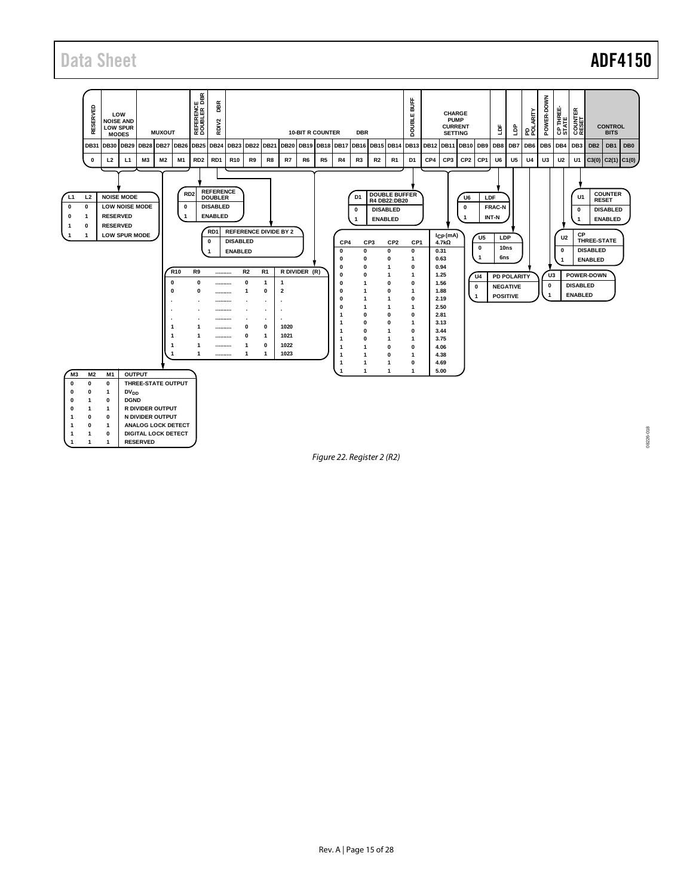| RESERVED | LOW NOISE AND LOW SPUR MODES | | MUXOUT | | | REFERENCE DOUBLER DBR | RDIV2 DBR | 10-BIT R COUNTER DBR | | | | | | | | | | DOUBLE BUFF | CHARGE PUMP CURRENT SETTING | | | | LDF | LDP | PD POLARITY | POWER-DOWN | CP THREE-STATE | COUNTER RESET | CONTROL BITS | | |
|---|---|---|---|---|---|---|---|---|---|---|---|---|---|---|---|---|---|---|---|---|---|---|---|---|---|---|---|---|---|---|---|
| DB31 | DB30 | DB29 | DB28 | DB27 | DB26 | DB25 | DB24 | DB23 | DB22 | DB21 | DB20 | DB19 | DB18 | DB17 | DB16 | DB15 | DB14 | DB13 | DB12 | DB11 | DB10 | DB9 | DB8 | DB7 | DB6 | DB5 | DB4 | DB3 | DB2 | DB1 | DB0 |
| 0 | L2 | L1 | M3 | M2 | M1 | RD2 | RD1 | R10 | R9 | R8 | R7 | R6 | R5 | R4 | R3 | R2 | R1 | D1 | CP4 | CP3 | CP2 | CP1 | U6 | U5 | U4 | U3 | U2 | U1 | C3(0) | C2(1) | C1(0) |

| L1 | L2 | NOISE MODE |
|---|---|---|
| 0 | 0 | LOW NOISE MODE |
| 0 | 1 | RESERVED |
| 1 | 0 | RESERVED |
| 1 | 1 | LOW SPUR MODE |

| RD2 | REFERENCE DOUBLER |
|---|---|
| 0 | DISABLED |
| 1 | ENABLED |

| RD1 | REFERENCE DIVIDE BY 2 |
|---|---|
| 0 | DISABLED |
| 1 | ENABLED |

| R10 | R9 | .......... | R2 | R1 | R DIVIDER (R) |
|---|---|---|---|---|---|
| 0 | 0 | .......... | 0 | 1 | 1 |
| 0 | 0 | .......... | 1 | 0 | 2 |
| . | . | .......... | . | . | . |
| . | . | .......... | . | . | . |
| . | . | .......... | . | . | . |
| 1 | 1 | .......... | 0 | 0 | 1020 |
| 1 | 1 | .......... | 0 | 1 | 1021 |
| 1 | 1 | .......... | 1 | 0 | 1022 |
| 1 | 1 | .......... | 1 | 1 | 1023 |

| M3 | M2 | M1 | OUTPUT |
|---|---|---|---|
| 0 | 0 | 0 | THREE-STATE OUTPUT |
| 0 | 0 | 1 | $DV_{DD}$ |
| 0 | 1 | 0 | DGND |
| 0 | 1 | 1 | R DIVIDER OUTPUT |
| 1 | 0 | 0 | N DIVIDER OUTPUT |
| 1 | 0 | 1 | ANALOG LOCK DETECT |
| 1 | 1 | 0 | DIGITAL LOCK DETECT |
| 1 | 1 | 1 | RESERVED |

| D1 | DOUBLE BUFFER R4 DB22:DB20 |
|---|---|
| 0 | DISABLED |
| 1 | ENABLED |

| CP4 | CP3 | CP2 | CP1 | $I_{CP}$ (mA) 4.7kΩ |
|---|---|---|---|---|
| 0 | 0 | 0 | 0 | 0.31 |
| 0 | 0 | 0 | 1 | 0.63 |
| 0 | 0 | 1 | 0 | 0.94 |
| 0 | 0 | 1 | 1 | 1.25 |
| 0 | 1 | 0 | 0 | 1.56 |
| 0 | 1 | 0 | 1 | 1.88 |
| 0 | 1 | 1 | 0 | 2.19 |
| 0 | 1 | 1 | 1 | 2.50 |
| 1 | 0 | 0 | 0 | 2.81 |
| 1 | 0 | 0 | 1 | 3.13 |
| 1 | 0 | 1 | 0 | 3.44 |
| 1 | 0 | 1 | 1 | 3.75 |
| 1 | 1 | 0 | 0 | 4.06 |
| 1 | 1 | 0 | 1 | 4.38 |
| 1 | 1 | 1 | 0 | 4.69 |
| 1 | 1 | 1 | 1 | 5.00 |

| U6 | LDF |
|---|---|
| 0 | FRAC-N |
| 1 | INT-N |

| U5 | LDP |
|---|---|
| 0 | 10ns |
| 1 | 6ns |

| U4 | PD POLARITY |
|---|---|
| 0 | NEGATIVE |
| 1 | POSITIVE |

| U3 | POWER-DOWN |
|---|---|
| 0 | DISABLED |
| 1 | ENABLED |

| U2 | CP THREE-STATE |
|---|---|
| 0 | DISABLED |
| 1 | ENABLED |

| U1 | COUNTER RESET |
|---|---|
| 0 | DISABLED |
| 1 | ENABLED |

*Figure 22. Register 2 (R2)*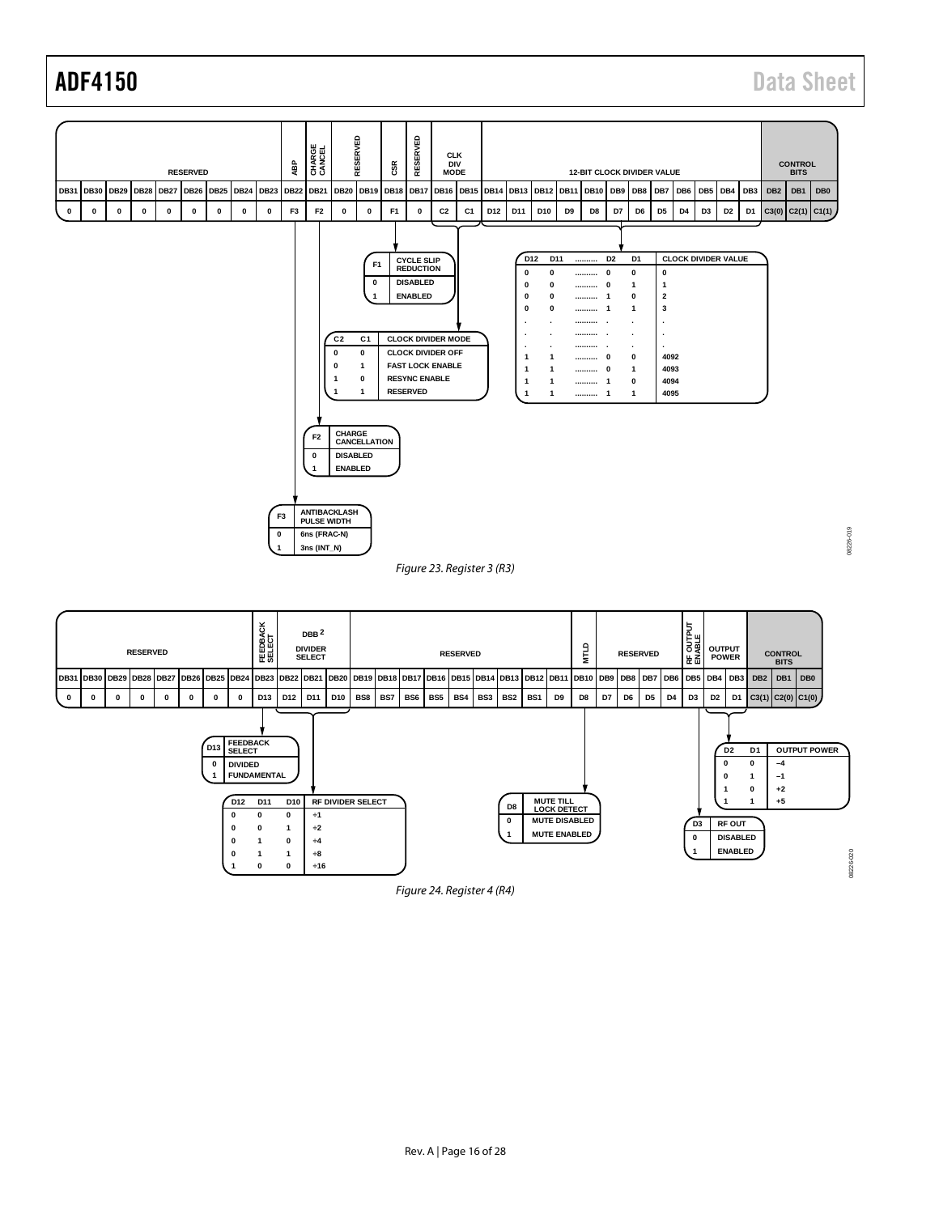| RESERVED | | | | | | | | | ABP | CHARGE CANCEL | RESERVED | | CSR | RESERVED | CLK DIV MODE | | 12-BIT CLOCK DIVIDER VALUE | | | | | | | | | | | | CONTROL BITS | | |
|---|---|---|---|---|---|---|---|---|---|---|---|---|---|---|---|---|---|---|---|---|---|---|---|---|---|---|---|---|---|---|---|
| DB31 | DB30 | DB29 | DB28 | DB27 | DB26 | DB25 | DB24 | DB23 | DB22 | DB21 | DB20 | DB19 | DB18 | DB17 | DB16 | DB15 | DB14 | DB13 | DB12 | DB11 | DB10 | DB9 | DB8 | DB7 | DB6 | DB5 | DB4 | DB3 | DB2 | DB1 | DB0 |
| 0 | 0 | 0 | 0 | 0 | 0 | 0 | 0 | 0 | F3 | F2 | 0 | 0 | F1 | 0 | C2 | C1 | D12 | D11 | D10 | D9 | D8 | D7 | D6 | D5 | D4 | D3 | D2 | D1 | C3(0) | C2(1) | C1(1) |

| F1 | CYCLE SLIP REDUCTION |
|---|---|
| 0 | DISABLED |
| 1 | ENABLED |

| D12 | D11 | .......... | D2 | D1 | CLOCK DIVIDER VALUE |
|---|---|---|---|---|---|
| 0 | 0 | .......... | 0 | 0 | 0 |
| 0 | 0 | .......... | 0 | 1 | 1 |
| 0 | 0 | .......... | 1 | 0 | 2 |
| 0 | 0 | .......... | 1 | 1 | 3 |
| . | . | .......... | . | . | . |
| . | . | .......... | . | . | . |
| . | . | .......... | . | . | . |
| 1 | 1 | .......... | 0 | 0 | 4092 |
| 1 | 1 | .......... | 0 | 1 | 4093 |
| 1 | 1 | .......... | 1 | 0 | 4094 |
| 1 | 1 | .......... | 1 | 1 | 4095 |

| C2 | C1 | CLOCK DIVIDER MODE |
|---|---|---|
| 0 | 0 | CLOCK DIVIDER OFF |
| 0 | 1 | FAST LOCK ENABLE |
| 1 | 0 | RESYNC ENABLE |
| 1 | 1 | RESERVED |

| F2 | CHARGE CANCELLATION |
|---|---|
| 0 | DISABLED |
| 1 | ENABLED |

| F3 | ANTIBACKLASH PULSE WIDTH |
|---|---|
| 0 | 6ns (FRAC-N) |
| 1 | 3ns (INT_N) |

*Figure 23. Register 3 (R3)*

| RESERVED | | | | | | | | FEEDBACK SELECT | DBB[2] DIVIDER SELECT | | | RESERVED | | | | | | | | | MTLD | RESERVED | | | | | RF OUTPUT ENABLE | OUTPUT POWER | | CONTROL BITS | | |
|---|---|---|---|---|---|---|---|---|---|---|---|---|---|---|---|---|---|---|---|---|---|---|---|---|---|---|---|---|---|---|---|---|
| DB31 | DB30 | DB29 | DB28 | DB27 | DB26 | DB25 | DB24 | DB23 | DB22 | DB21 | DB20 | DB19 | DB18 | DB17 | DB16 | DB15 | DB14 | DB13 | DB12 | DB11 | DB10 | DB9 | DB8 | DB7 | DB6 | DB5 | DB4 | DB3 | DB2 | DB1 | DB0 |
| 0 | 0 | 0 | 0 | 0 | 0 | 0 | 0 | D13 | D12 | D11 | D10 | BS8 | BS7 | BS6 | BS5 | BS4 | BS3 | BS2 | BS1 | D9 | D8 | D7 | D6 | D5 | D4 | D3 | D2 | D1 | C3(1) | C2(0) | C1(0) |

| D13 | FEEDBACK SELECT |
|---|---|
| 0 | DIVIDED |
| 1 | FUNDAMENTAL |

| D12 | D11 | D10 | RF DIVIDER SELECT |
|---|---|---|---|
| 0 | 0 | 0 | ÷1 |
| 0 | 0 | 1 | ÷2 |
| 0 | 1 | 0 | ÷4 |
| 0 | 1 | 1 | ÷8 |
| 1 | 0 | 0 | ÷16 |

| D8 | MUTE TILL LOCK DETECT |
|---|---|
| 0 | MUTE DISABLED |
| 1 | MUTE ENABLED |

| D2 | D1 | OUTPUT POWER |
|---|---|---|
| 0 | 0 | −4 |
| 0 | 1 | −1 |
| 1 | 0 | +2 |
| 1 | 1 | +5 |

| D3 | RF OUT |
|---|---|
| 0 | DISABLED |
| 1 | ENABLED |

*Figure 24. Register 4 (R4)*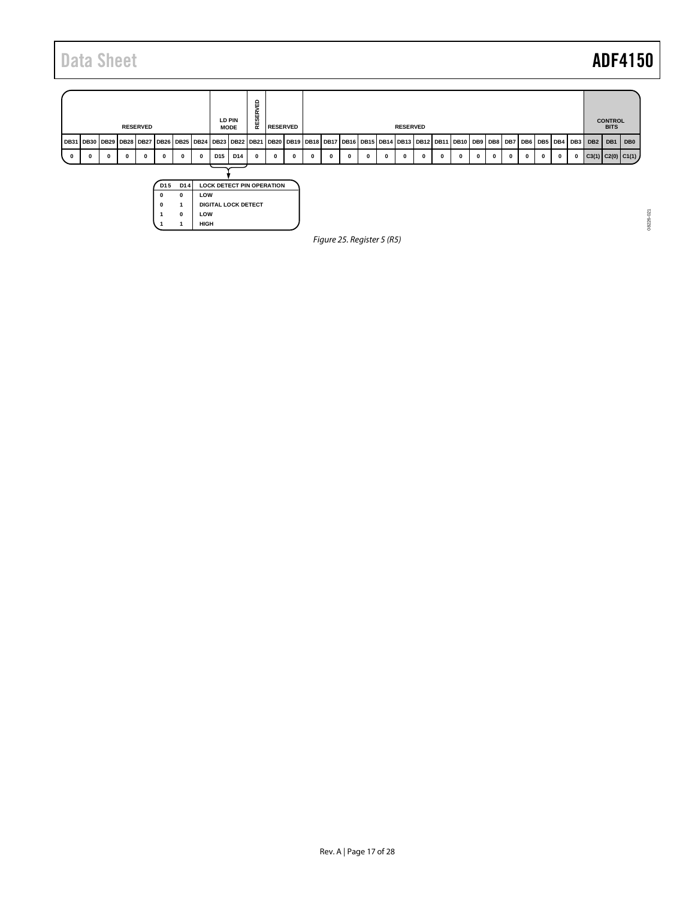| RESERVED | | | | | | | | LD PIN MODE | | RESERVED | RESERVED | | RESERVED | | | | | | | | | | | | | | | | | | CONTROL BITS | | |
|---|---|---|---|---|---|---|---|---|---|---|---|---|---|---|---|---|---|---|---|---|---|---|---|---|---|---|---|---|---|---|---|
| DB31 | DB30 | DB29 | DB28 | DB27 | DB26 | DB25 | DB24 | DB23 | DB22 | DB21 | DB20 | DB19 | DB18 | DB17 | DB16 | DB15 | DB14 | DB13 | DB12 | DB11 | DB10 | DB9 | DB8 | DB7 | DB6 | DB5 | DB4 | DB3 | DB2 | DB1 | DB0 |
| 0 | 0 | 0 | 0 | 0 | 0 | 0 | 0 | D15 | D14 | 0 | 0 | 0 | 0 | 0 | 0 | 0 | 0 | 0 | 0 | 0 | 0 | 0 | 0 | 0 | 0 | 0 | 0 | 0 | C3(1) | C2(0) | C1(1) |

| D15 | D14 | LOCK DETECT PIN OPERATION |
|---|---|---|
| 0 | 0 | LOW |
| 0 | 1 | DIGITAL LOCK DETECT |
| 1 | 0 | LOW |
| 1 | 1 | HIGH |

*Figure 25. Register 5 (R5)*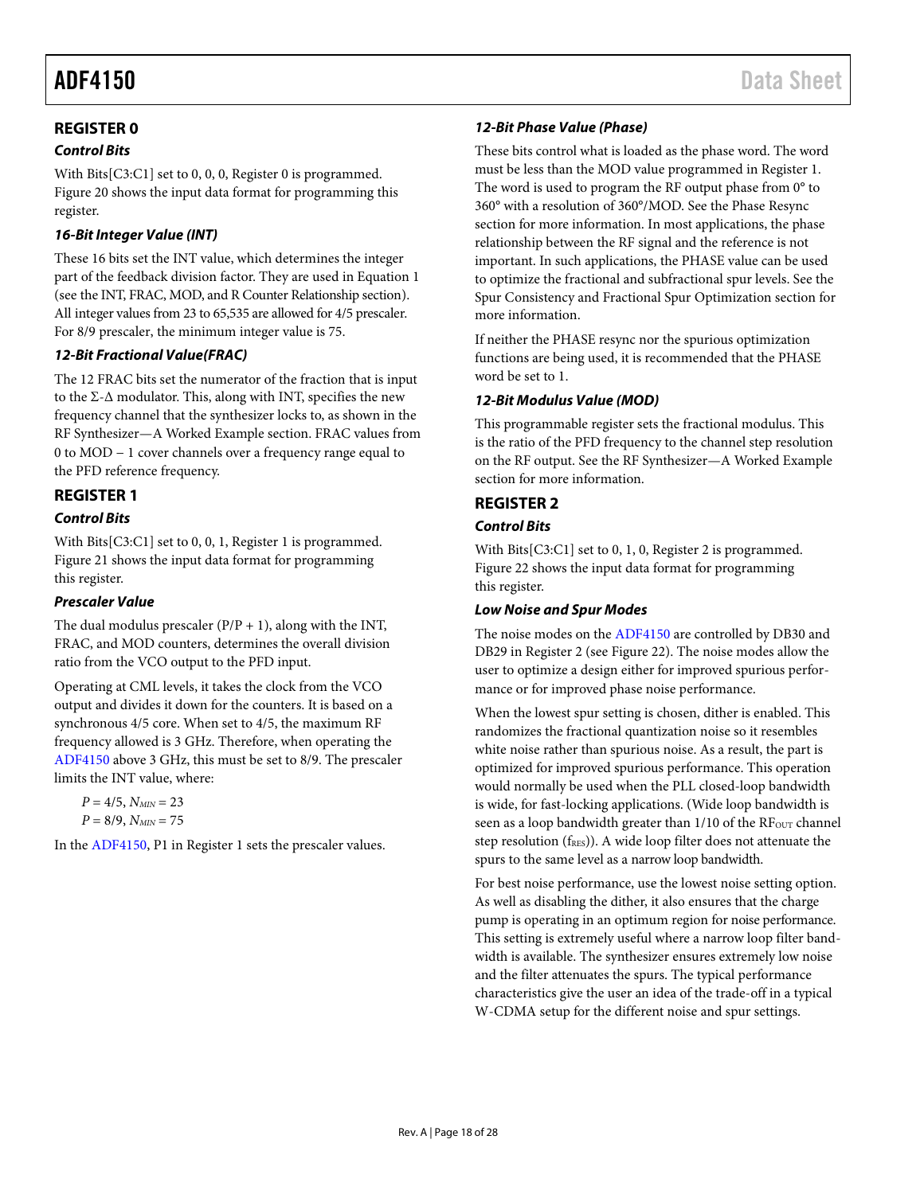## REGISTER 0

### *Control Bits*

With Bits[C3:C1] set to 0, 0, 0, Register 0 is programmed. Figure 20 shows the input data format for programming this register.

### *16-Bit Integer Value (INT)*

These 16 bits set the INT value, which determines the integer part of the feedback division factor. They are used in Equation 1 (see the INT, FRAC, MOD, and R Counter Relationship section). All integer values from 23 to 65,535 are allowed for 4/5 prescaler. For 8/9 prescaler, the minimum integer value is 75.

### *12-Bit Fractional Value(FRAC)*

The 12 FRAC bits set the numerator of the fraction that is input to the Σ-Δ modulator. This, along with INT, specifies the new frequency channel that the synthesizer locks to, as shown in the RF Synthesizer—A Worked Example section. FRAC values from 0 to MOD − 1 cover channels over a frequency range equal to the PFD reference frequency.

## REGISTER 1

### *Control Bits*

With Bits[C3:C1] set to 0, 0, 1, Register 1 is programmed. Figure 21 shows the input data format for programming this register.

### *Prescaler Value*

The dual modulus prescaler (P/P + 1), along with the INT, FRAC, and MOD counters, determines the overall division ratio from the VCO output to the PFD input.

Operating at CML levels, it takes the clock from the VCO output and divides it down for the counters. It is based on a synchronous 4/5 core. When set to 4/5, the maximum RF frequency allowed is 3 GHz. Therefore, when operating the ADF4150 above 3 GHz, this must be set to 8/9. The prescaler limits the INT value, where:

$P = 4/5$, $N_{MIN} = 23$

$P = 8/9$, $N_{MIN} = 75$

In the ADF4150, P1 in Register 1 sets the prescaler values.

### *12-Bit Phase Value (Phase)*

These bits control what is loaded as the phase word. The word must be less than the MOD value programmed in Register 1. The word is used to program the RF output phase from 0° to 360° with a resolution of 360°/MOD. See the Phase Resync section for more information. In most applications, the phase relationship between the RF signal and the reference is not important. In such applications, the PHASE value can be used to optimize the fractional and subfractional spur levels. See the Spur Consistency and Fractional Spur Optimization section for more information.

If neither the PHASE resync nor the spurious optimization functions are being used, it is recommended that the PHASE word be set to 1.

### *12-Bit Modulus Value (MOD)*

This programmable register sets the fractional modulus. This is the ratio of the PFD frequency to the channel step resolution on the RF output. See the RF Synthesizer—A Worked Example section for more information.

## REGISTER 2

### *Control Bits*

With Bits[C3:C1] set to 0, 1, 0, Register 2 is programmed. Figure 22 shows the input data format for programming this register.

### *Low Noise and Spur Modes*

The noise modes on the ADF4150 are controlled by DB30 and DB29 in Register 2 (see Figure 22). The noise modes allow the user to optimize a design either for improved spurious performance or for improved phase noise performance.

When the lowest spur setting is chosen, dither is enabled. This randomizes the fractional quantization noise so it resembles white noise rather than spurious noise. As a result, the part is optimized for improved spurious performance. This operation would normally be used when the PLL closed-loop bandwidth is wide, for fast-locking applications. (Wide loop bandwidth is seen as a loop bandwidth greater than 1/10 of the $RF_{OUT}$ channel step resolution ($f_{RES}$)). A wide loop filter does not attenuate the spurs to the same level as a narrow loop bandwidth.

For best noise performance, use the lowest noise setting option. As well as disabling the dither, it also ensures that the charge pump is operating in an optimum region for noise performance. This setting is extremely useful where a narrow loop filter bandwidth is available. The synthesizer ensures extremely low noise and the filter attenuates the spurs. The typical performance characteristics give the user an idea of the trade-off in a typical W-CDMA setup for the different noise and spur settings.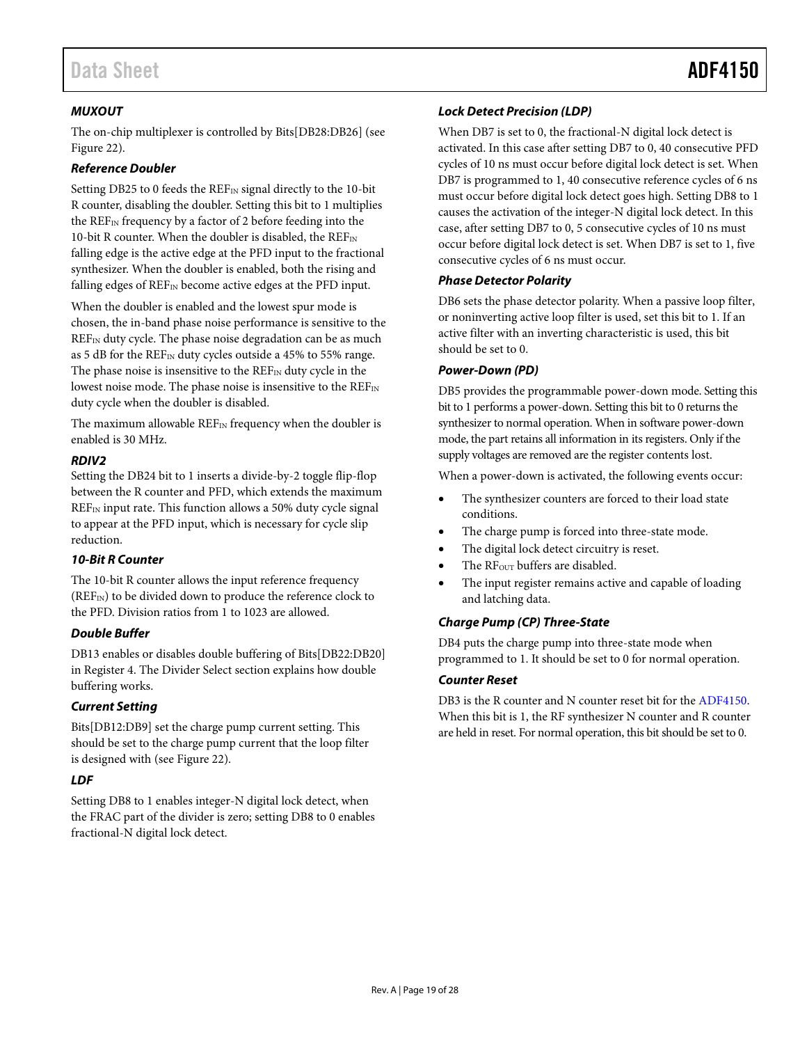### MUXOUT

The on-chip multiplexer is controlled by Bits[DB28:DB26] (see Figure 22).

### Reference Doubler

Setting DB25 to 0 feeds the $REF_{IN}$ signal directly to the 10-bit R counter, disabling the doubler. Setting this bit to 1 multiplies the $REF_{IN}$ frequency by a factor of 2 before feeding into the 10-bit R counter. When the doubler is disabled, the $REF_{IN}$ falling edge is the active edge at the PFD input to the fractional synthesizer. When the doubler is enabled, both the rising and falling edges of $REF_{IN}$ become active edges at the PFD input.

When the doubler is enabled and the lowest spur mode is chosen, the in-band phase noise performance is sensitive to the $REF_{IN}$ duty cycle. The phase noise degradation can be as much as 5 dB for the $REF_{IN}$ duty cycles outside a 45% to 55% range. The phase noise is insensitive to the $REF_{IN}$ duty cycle in the lowest noise mode. The phase noise is insensitive to the $REF_{IN}$ duty cycle when the doubler is disabled.

The maximum allowable $REF_{IN}$ frequency when the doubler is enabled is 30 MHz.

### RDIV2

Setting the DB24 bit to 1 inserts a divide-by-2 toggle flip-flop between the R counter and PFD, which extends the maximum $REF_{IN}$ input rate. This function allows a 50% duty cycle signal to appear at the PFD input, which is necessary for cycle slip reduction.

### 10-Bit R Counter

The 10-bit R counter allows the input reference frequency ($REF_{IN}$) to be divided down to produce the reference clock to the PFD. Division ratios from 1 to 1023 are allowed.

### Double Buffer

DB13 enables or disables double buffering of Bits[DB22:DB20] in Register 4. The Divider Select section explains how double buffering works.

### Current Setting

Bits[DB12:DB9] set the charge pump current setting. This should be set to the charge pump current that the loop filter is designed with (see Figure 22).

### LDF

Setting DB8 to 1 enables integer-N digital lock detect, when the FRAC part of the divider is zero; setting DB8 to 0 enables fractional-N digital lock detect.

### Lock Detect Precision (LDP)

When DB7 is set to 0, the fractional-N digital lock detect is activated. In this case after setting DB7 to 0, 40 consecutive PFD cycles of 10 ns must occur before digital lock detect is set. When DB7 is programmed to 1, 40 consecutive reference cycles of 6 ns must occur before digital lock detect goes high. Setting DB8 to 1 causes the activation of the integer-N digital lock detect. In this case, after setting DB7 to 0, 5 consecutive cycles of 10 ns must occur before digital lock detect is set. When DB7 is set to 1, five consecutive cycles of 6 ns must occur.

### Phase Detector Polarity

DB6 sets the phase detector polarity. When a passive loop filter, or noninverting active loop filter is used, set this bit to 1. If an active filter with an inverting characteristic is used, this bit should be set to 0.

### Power-Down (PD)

DB5 provides the programmable power-down mode. Setting this bit to 1 performs a power-down. Setting this bit to 0 returns the synthesizer to normal operation. When in software power-down mode, the part retains all information in its registers. Only if the supply voltages are removed are the register contents lost.

When a power-down is activated, the following events occur:

- The synthesizer counters are forced to their load state conditions.
- The charge pump is forced into three-state mode.
- The digital lock detect circuitry is reset.
- The $RF_{OUT}$ buffers are disabled.
- The input register remains active and capable of loading and latching data.

### Charge Pump (CP) Three-State

DB4 puts the charge pump into three-state mode when programmed to 1. It should be set to 0 for normal operation.

### Counter Reset

DB3 is the R counter and N counter reset bit for the ADF4150. When this bit is 1, the RF synthesizer N counter and R counter are held in reset. For normal operation, this bit should be set to 0.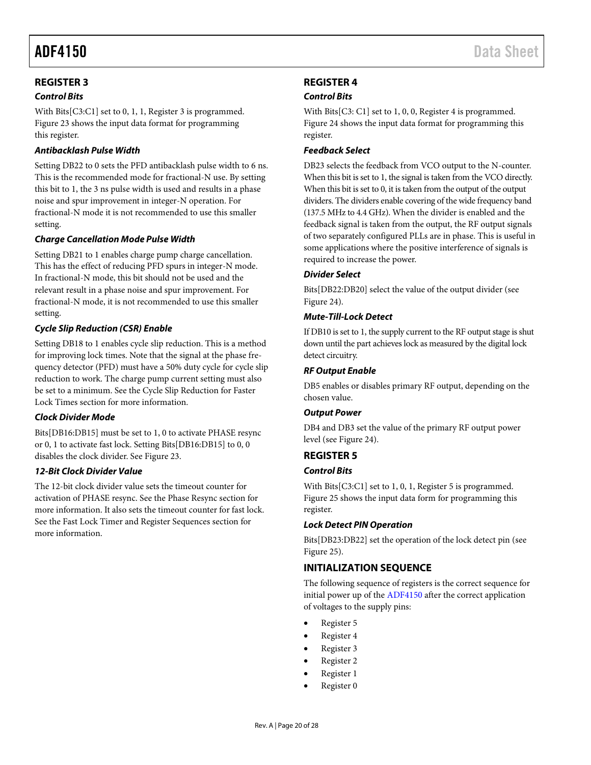## REGISTER 3

### Control Bits

With Bits[C3:C1] set to 0, 1, 1, Register 3 is programmed. Figure 23 shows the input data format for programming this register.

### Antibacklash Pulse Width

Setting DB22 to 0 sets the PFD antibacklash pulse width to 6 ns. This is the recommended mode for fractional-N use. By setting this bit to 1, the 3 ns pulse width is used and results in a phase noise and spur improvement in integer-N operation. For fractional-N mode it is not recommended to use this smaller setting.

### Charge Cancellation Mode Pulse Width

Setting DB21 to 1 enables charge pump charge cancellation. This has the effect of reducing PFD spurs in integer-N mode. In fractional-N mode, this bit should not be used and the relevant result in a phase noise and spur improvement. For fractional-N mode, it is not recommended to use this smaller setting.

### Cycle Slip Reduction (CSR) Enable

Setting DB18 to 1 enables cycle slip reduction. This is a method for improving lock times. Note that the signal at the phase frequency detector (PFD) must have a 50% duty cycle for cycle slip reduction to work. The charge pump current setting must also be set to a minimum. See the Cycle Slip Reduction for Faster Lock Times section for more information.

### Clock Divider Mode

Bits[DB16:DB15] must be set to 1, 0 to activate PHASE resync or 0, 1 to activate fast lock. Setting Bits[DB16:DB15] to 0, 0 disables the clock divider. See Figure 23.

### 12-Bit Clock Divider Value

The 12-bit clock divider value sets the timeout counter for activation of PHASE resync. See the Phase Resync section for more information. It also sets the timeout counter for fast lock. See the Fast Lock Timer and Register Sequences section for more information.

## REGISTER 4

### Control Bits

With Bits[C3: C1] set to 1, 0, 0, Register 4 is programmed. Figure 24 shows the input data format for programming this register.

### Feedback Select

DB23 selects the feedback from VCO output to the N-counter. When this bit is set to 1, the signal is taken from the VCO directly. When this bit is set to 0, it is taken from the output of the output dividers. The dividers enable covering of the wide frequency band (137.5 MHz to 4.4 GHz). When the divider is enabled and the feedback signal is taken from the output, the RF output signals of two separately configured PLLs are in phase. This is useful in some applications where the positive interference of signals is required to increase the power.

### Divider Select

Bits[DB22:DB20] select the value of the output divider (see Figure 24).

### Mute-Till-Lock Detect

If DB10 is set to 1, the supply current to the RF output stage is shut down until the part achieves lock as measured by the digital lock detect circuitry.

### RF Output Enable

DB5 enables or disables primary RF output, depending on the chosen value.

### Output Power

DB4 and DB3 set the value of the primary RF output power level (see Figure 24).

## REGISTER 5

### Control Bits

With Bits[C3:C1] set to 1, 0, 1, Register 5 is programmed. Figure 25 shows the input data form for programming this register.

### Lock Detect PIN Operation

Bits[DB23:DB22] set the operation of the lock detect pin (see Figure 25).

## INITIALIZATION SEQUENCE

The following sequence of registers is the correct sequence for initial power up of the ADF4150 after the correct application of voltages to the supply pins:

- Register 5
- Register 4
- Register 3
- Register 2
- Register 1
- Register 0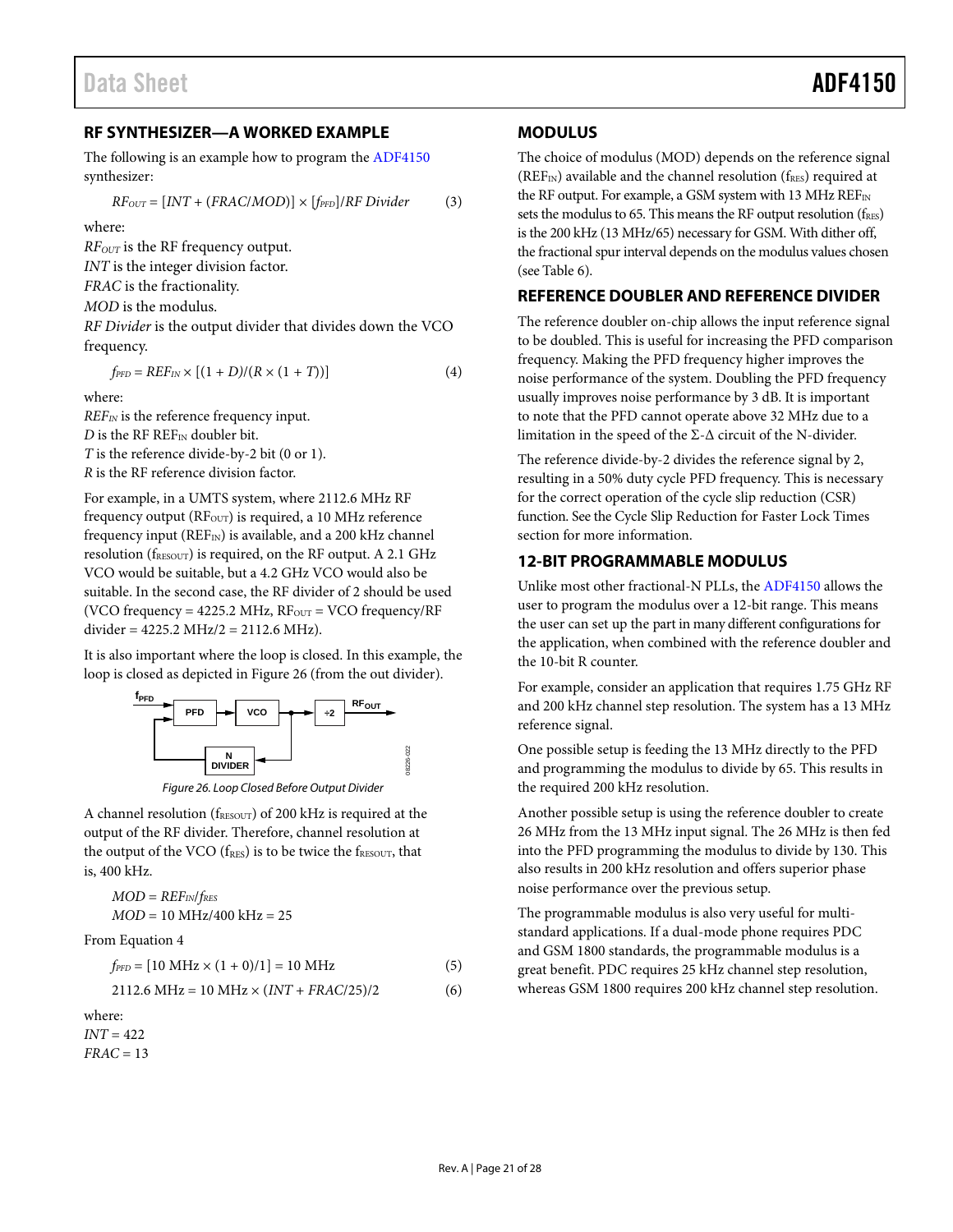## RF SYNTHESIZER—A WORKED EXAMPLE

The following is an example how to program the ADF4150 synthesizer:

$$RF_{OUT} = [INT + (FRAC/MOD)] \times [f_{PFD}]/RF\ Divider \quad (3)$$

where:
$RF_{OUT}$ is the RF frequency output.
$INT$ is the integer division factor.
$FRAC$ is the fractionality.
$MOD$ is the modulus.
$RF\ Divider$ is the output divider that divides down the VCO frequency.

$$f_{PFD} = REF_{IN} \times [(1 + D)/(R \times (1 + T))] \quad (4)$$

where:
$REF_{IN}$ is the reference frequency input.
$D$ is the RF $REF_{IN}$ doubler bit.
$T$ is the reference divide-by-2 bit (0 or 1).
$R$ is the RF reference division factor.

For example, in a UMTS system, where 2112.6 MHz RF frequency output ($RF_{OUT}$) is required, a 10 MHz reference frequency input ($REF_{IN}$) is available, and a 200 kHz channel resolution ($f_{RESOUT}$) is required, on the RF output. A 2.1 GHz VCO would be suitable, but a 4.2 GHz VCO would also be suitable. In the second case, the RF divider of 2 should be used (VCO frequency = 4225.2 MHz, $RF_{OUT}$ = VCO frequency/RF divider = 4225.2 MHz/2 = 2112.6 MHz).

It is also important where the loop is closed. In this example, the loop is closed as depicted in Figure 26 (from the out divider).

Figure 26. Loop Closed Before Output Divider

A channel resolution ($f_{RESOUT}$) of 200 kHz is required at the output of the RF divider. Therefore, channel resolution at the output of the VCO ($f_{RES}$) is to be twice the $f_{RESOUT}$, that is, 400 kHz.

$$MOD = REF_{IN}/f_{RES}$$
$$MOD = 10\text{ MHz}/400\text{ kHz} = 25$$

From Equation 4

$$f_{PFD} = [10\text{ MHz} \times (1 + 0)/1] = 10\text{ MHz} \quad (5)$$

$$2112.6\text{ MHz} = 10\text{ MHz} \times (INT + FRAC/25)/2 \quad (6)$$

where:
$INT$ = 422
$FRAC$ = 13

## MODULUS

The choice of modulus (MOD) depends on the reference signal ($REF_{IN}$) available and the channel resolution ($f_{RES}$) required at the RF output. For example, a GSM system with 13 MHz $REF_{IN}$ sets the modulus to 65. This means the RF output resolution ($f_{RES}$) is the 200 kHz (13 MHz/65) necessary for GSM. With dither off, the fractional spur interval depends on the modulus values chosen (see Table 6).

## REFERENCE DOUBLER AND REFERENCE DIVIDER

The reference doubler on-chip allows the input reference signal to be doubled. This is useful for increasing the PFD comparison frequency. Making the PFD frequency higher improves the noise performance of the system. Doubling the PFD frequency usually improves noise performance by 3 dB. It is important to note that the PFD cannot operate above 32 MHz due to a limitation in the speed of the Σ-Δ circuit of the N-divider.

The reference divide-by-2 divides the reference signal by 2, resulting in a 50% duty cycle PFD frequency. This is necessary for the correct operation of the cycle slip reduction (CSR) function. See the Cycle Slip Reduction for Faster Lock Times section for more information.

## 12-BIT PROGRAMMABLE MODULUS

Unlike most other fractional-N PLLs, the ADF4150 allows the user to program the modulus over a 12-bit range. This means the user can set up the part in many different configurations for the application, when combined with the reference doubler and the 10-bit R counter.

For example, consider an application that requires 1.75 GHz RF and 200 kHz channel step resolution. The system has a 13 MHz reference signal.

One possible setup is feeding the 13 MHz directly to the PFD and programming the modulus to divide by 65. This results in the required 200 kHz resolution.

Another possible setup is using the reference doubler to create 26 MHz from the 13 MHz input signal. The 26 MHz is then fed into the PFD programming the modulus to divide by 130. This also results in 200 kHz resolution and offers superior phase noise performance over the previous setup.

The programmable modulus is also very useful for multi-standard applications. If a dual-mode phone requires PDC and GSM 1800 standards, the programmable modulus is a great benefit. PDC requires 25 kHz channel step resolution, whereas GSM 1800 requires 200 kHz channel step resolution.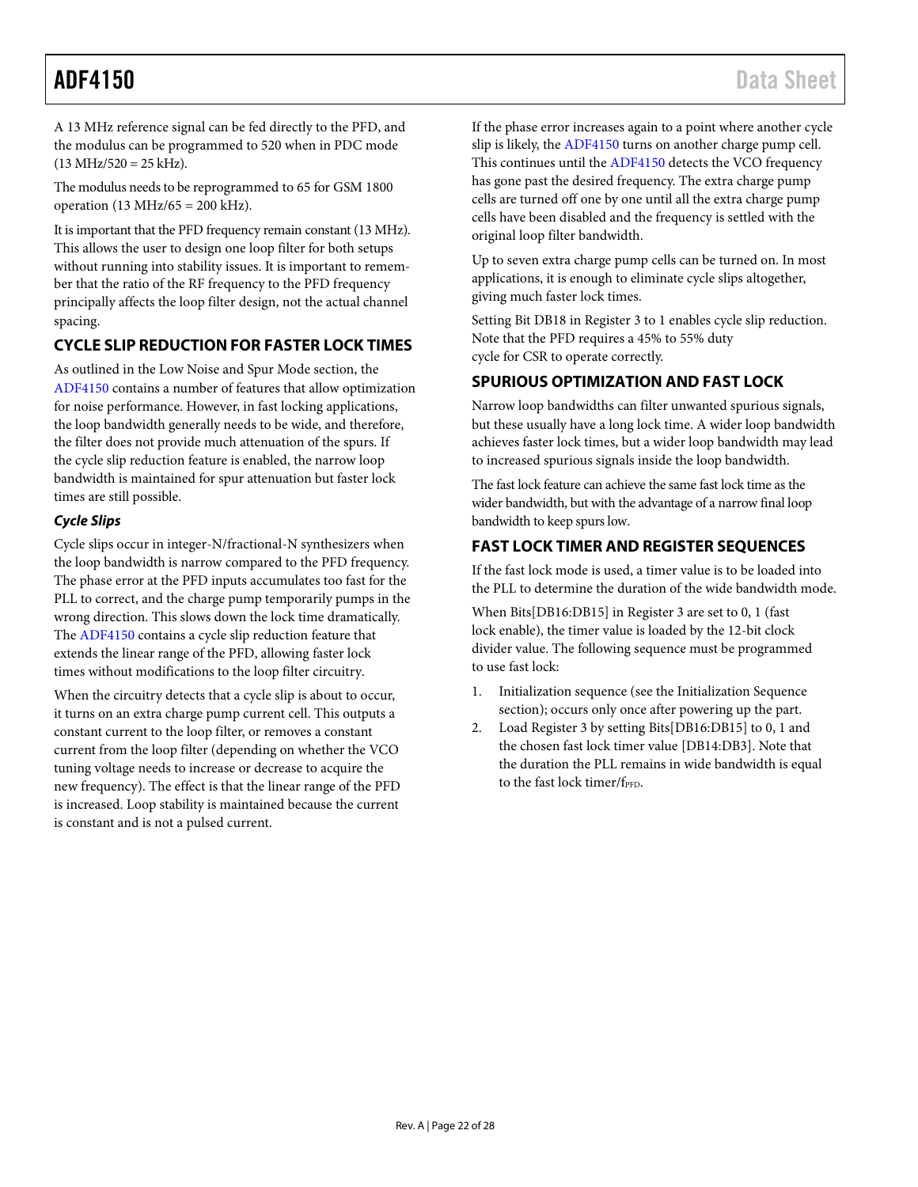A 13 MHz reference signal can be fed directly to the PFD, and the modulus can be programmed to 520 when in PDC mode (13 MHz/520 = 25 kHz).

The modulus needs to be reprogrammed to 65 for GSM 1800 operation (13 MHz/65 = 200 kHz).

It is important that the PFD frequency remain constant (13 MHz). This allows the user to design one loop filter for both setups without running into stability issues. It is important to remember that the ratio of the RF frequency to the PFD frequency principally affects the loop filter design, not the actual channel spacing.

## CYCLE SLIP REDUCTION FOR FASTER LOCK TIMES

As outlined in the Low Noise and Spur Mode section, the ADF4150 contains a number of features that allow optimization for noise performance. However, in fast locking applications, the loop bandwidth generally needs to be wide, and therefore, the filter does not provide much attenuation of the spurs. If the cycle slip reduction feature is enabled, the narrow loop bandwidth is maintained for spur attenuation but faster lock times are still possible.

### *Cycle Slips*

Cycle slips occur in integer-N/fractional-N synthesizers when the loop bandwidth is narrow compared to the PFD frequency. The phase error at the PFD inputs accumulates too fast for the PLL to correct, and the charge pump temporarily pumps in the wrong direction. This slows down the lock time dramatically. The ADF4150 contains a cycle slip reduction feature that extends the linear range of the PFD, allowing faster lock times without modifications to the loop filter circuitry.

When the circuitry detects that a cycle slip is about to occur, it turns on an extra charge pump current cell. This outputs a constant current to the loop filter, or removes a constant current from the loop filter (depending on whether the VCO tuning voltage needs to increase or decrease to acquire the new frequency). The effect is that the linear range of the PFD is increased. Loop stability is maintained because the current is constant and is not a pulsed current.

If the phase error increases again to a point where another cycle slip is likely, the ADF4150 turns on another charge pump cell. This continues until the ADF4150 detects the VCO frequency has gone past the desired frequency. The extra charge pump cells are turned off one by one until all the extra charge pump cells have been disabled and the frequency is settled with the original loop filter bandwidth.

Up to seven extra charge pump cells can be turned on. In most applications, it is enough to eliminate cycle slips altogether, giving much faster lock times.

Setting Bit DB18 in Register 3 to 1 enables cycle slip reduction. Note that the PFD requires a 45% to 55% duty cycle for CSR to operate correctly.

## SPURIOUS OPTIMIZATION AND FAST LOCK

Narrow loop bandwidths can filter unwanted spurious signals, but these usually have a long lock time. A wider loop bandwidth achieves faster lock times, but a wider loop bandwidth may lead to increased spurious signals inside the loop bandwidth.

The fast lock feature can achieve the same fast lock time as the wider bandwidth, but with the advantage of a narrow final loop bandwidth to keep spurs low.

## FAST LOCK TIMER AND REGISTER SEQUENCES

If the fast lock mode is used, a timer value is to be loaded into the PLL to determine the duration of the wide bandwidth mode.

When Bits[DB16:DB15] in Register 3 are set to 0, 1 (fast lock enable), the timer value is loaded by the 12-bit clock divider value. The following sequence must be programmed to use fast lock:

1. Initialization sequence (see the Initialization Sequence section); occurs only once after powering up the part.
2. Load Register 3 by setting Bits[DB16:DB15] to 0, 1 and the chosen fast lock timer value [DB14:DB3]. Note that the duration the PLL remains in wide bandwidth is equal to the fast lock timer/$f_{PFD}$.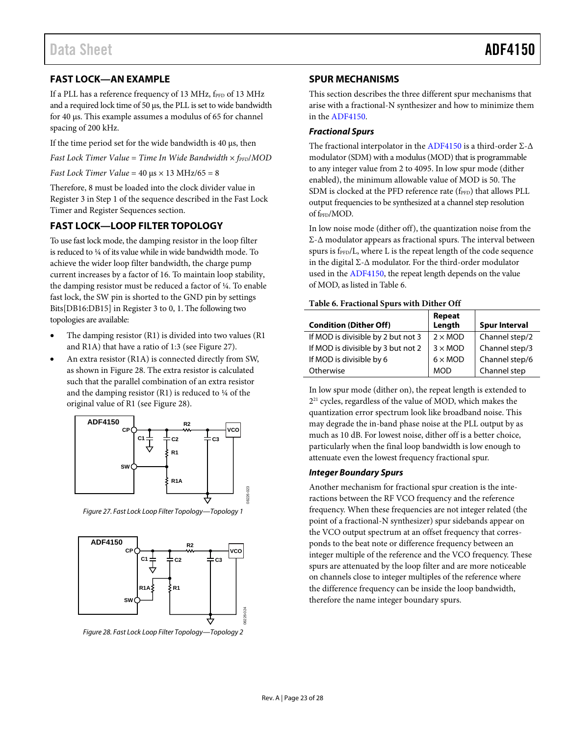## FAST LOCK—AN EXAMPLE

If a PLL has a reference frequency of 13 MHz, $f_{PFD}$ of 13 MHz and a required lock time of 50 µs, the PLL is set to wide bandwidth for 40 µs. This example assumes a modulus of 65 for channel spacing of 200 kHz.

If the time period set for the wide bandwidth is 40 µs, then

*Fast Lock Timer Value* = *Time In Wide Bandwidth* × $f_{PFD}$/*MOD*

*Fast Lock Timer Value* = 40 µs × 13 MHz/65 = 8

Therefore, 8 must be loaded into the clock divider value in Register 3 in Step 1 of the sequence described in the Fast Lock Timer and Register Sequences section.

## FAST LOCK—LOOP FILTER TOPOLOGY

To use fast lock mode, the damping resistor in the loop filter is reduced to ¼ of its value while in wide bandwidth mode. To achieve the wider loop filter bandwidth, the charge pump current increases by a factor of 16. To maintain loop stability, the damping resistor must be reduced a factor of ¼. To enable fast lock, the SW pin is shorted to the GND pin by settings Bits[DB16:DB15] in Register 3 to 0, 1. The following two topologies are available:

- The damping resistor (R1) is divided into two values (R1 and R1A) that have a ratio of 1:3 (see Figure 27).
- An extra resistor (R1A) is connected directly from SW, as shown in Figure 28. The extra resistor is calculated such that the parallel combination of an extra resistor and the damping resistor (R1) is reduced to ¼ of the original value of R1 (see Figure 28).

Figure 27. Fast Lock Loop Filter Topology—Topology 1

Figure 28. Fast Lock Loop Filter Topology—Topology 2

## SPUR MECHANISMS

This section describes the three different spur mechanisms that arise with a fractional-N synthesizer and how to minimize them in the ADF4150.

### *Fractional Spurs*

The fractional interpolator in the ADF4150 is a third-order Σ-Δ modulator (SDM) with a modulus (MOD) that is programmable to any integer value from 2 to 4095. In low spur mode (dither enabled), the minimum allowable value of MOD is 50. The SDM is clocked at the PFD reference rate ($f_{PFD}$) that allows PLL output frequencies to be synthesized at a channel step resolution of $f_{PFD}$/MOD.

In low noise mode (dither off), the quantization noise from the Σ-Δ modulator appears as fractional spurs. The interval between spurs is $f_{PFD}$/L, where L is the repeat length of the code sequence in the digital Σ-Δ modulator. For the third-order modulator used in the ADF4150, the repeat length depends on the value of MOD, as listed in Table 6.

**Table 6. Fractional Spurs with Dither Off**

| Condition (Dither Off) | Repeat Length | Spur Interval |
|---|---|---|
| If MOD is divisible by 2 but not 3 | 2 × MOD | Channel step/2 |
| If MOD is divisible by 3 but not 2 | 3 × MOD | Channel step/3 |
| If MOD is divisible by 6 | 6 × MOD | Channel step/6 |
| Otherwise | MOD | Channel step |

In low spur mode (dither on), the repeat length is extended to $2^{21}$ cycles, regardless of the value of MOD, which makes the quantization error spectrum look like broadband noise. This may degrade the in-band phase noise at the PLL output by as much as 10 dB. For lowest noise, dither off is a better choice, particularly when the final loop bandwidth is low enough to attenuate even the lowest frequency fractional spur.

### *Integer Boundary Spurs*

Another mechanism for fractional spur creation is the interactions between the RF VCO frequency and the reference frequency. When these frequencies are not integer related (the point of a fractional-N synthesizer) spur sidebands appear on the VCO output spectrum at an offset frequency that corresponds to the beat note or difference frequency between an integer multiple of the reference and the VCO frequency. These spurs are attenuated by the loop filter and are more noticeable on channels close to integer multiples of the reference where the difference frequency can be inside the loop bandwidth, therefore the name integer boundary spurs.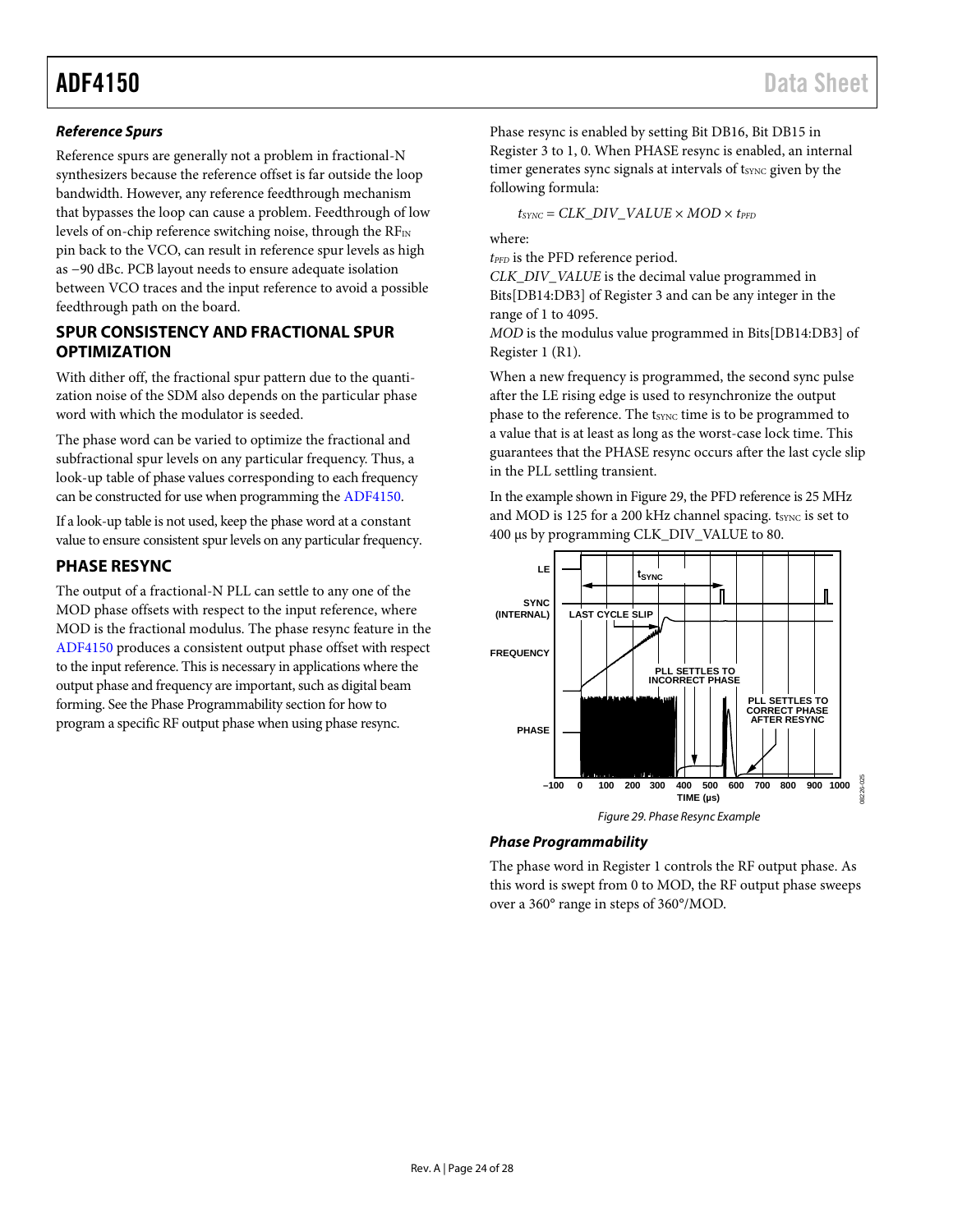### *Reference Spurs*

Reference spurs are generally not a problem in fractional-N synthesizers because the reference offset is far outside the loop bandwidth. However, any reference feedthrough mechanism that bypasses the loop can cause a problem. Feedthrough of low levels of on-chip reference switching noise, through the $RF_{IN}$ pin back to the VCO, can result in reference spur levels as high as −90 dBc. PCB layout needs to ensure adequate isolation between VCO traces and the input reference to avoid a possible feedthrough path on the board.

## SPUR CONSISTENCY AND FRACTIONAL SPUR OPTIMIZATION

With dither off, the fractional spur pattern due to the quantization noise of the SDM also depends on the particular phase word with which the modulator is seeded.

The phase word can be varied to optimize the fractional and subfractional spur levels on any particular frequency. Thus, a look-up table of phase values corresponding to each frequency can be constructed for use when programming the ADF4150.

If a look-up table is not used, keep the phase word at a constant value to ensure consistent spur levels on any particular frequency.

## PHASE RESYNC

The output of a fractional-N PLL can settle to any one of the MOD phase offsets with respect to the input reference, where MOD is the fractional modulus. The phase resync feature in the ADF4150 produces a consistent output phase offset with respect to the input reference. This is necessary in applications where the output phase and frequency are important, such as digital beam forming. See the Phase Programmability section for how to program a specific RF output phase when using phase resync.

Phase resync is enabled by setting Bit DB16, Bit DB15 in Register 3 to 1, 0. When PHASE resync is enabled, an internal timer generates sync signals at intervals of $t_{SYNC}$ given by the following formula:

$$t_{SYNC} = CLK\_DIV\_VALUE \times MOD \times t_{PFD}$$

where:

$t_{PFD}$ is the PFD reference period.

*CLK_DIV_VALUE* is the decimal value programmed in Bits[DB14:DB3] of Register 3 and can be any integer in the range of 1 to 4095.

*MOD* is the modulus value programmed in Bits[DB14:DB3] of Register 1 (R1).

When a new frequency is programmed, the second sync pulse after the LE rising edge is used to resynchronize the output phase to the reference. The $t_{SYNC}$ time is to be programmed to a value that is at least as long as the worst-case lock time. This guarantees that the PHASE resync occurs after the last cycle slip in the PLL settling transient.

In the example shown in Figure 29, the PFD reference is 25 MHz and MOD is 125 for a 200 kHz channel spacing. $t_{SYNC}$ is set to 400 μs by programming CLK_DIV_VALUE to 80.

*Figure 29. Phase Resync Example*

### *Phase Programmability*

The phase word in Register 1 controls the RF output phase. As this word is swept from 0 to MOD, the RF output phase sweeps over a 360° range in steps of 360°/MOD.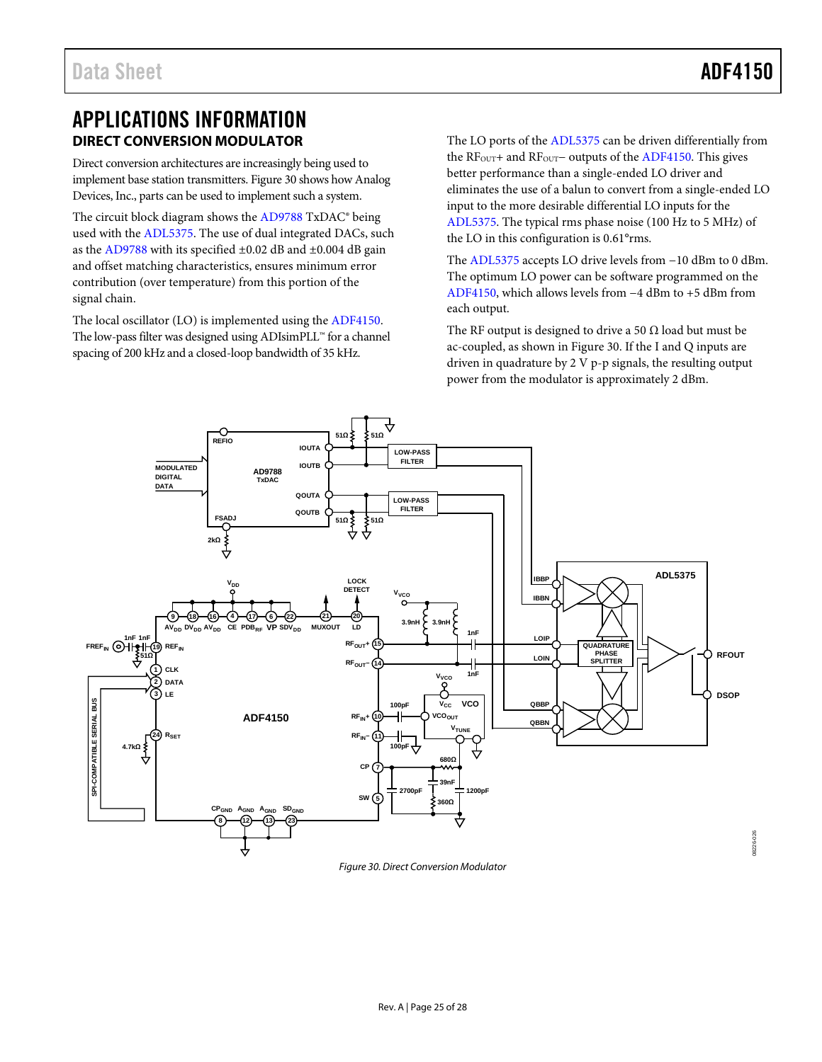# APPLICATIONS INFORMATION

## DIRECT CONVERSION MODULATOR

Direct conversion architectures are increasingly being used to implement base station transmitters. Figure 30 shows how Analog Devices, Inc., parts can be used to implement such a system.

The circuit block diagram shows the AD9788 TxDAC® being used with the ADL5375. The use of dual integrated DACs, such as the AD9788 with its specified ±0.02 dB and ±0.004 dB gain and offset matching characteristics, ensures minimum error contribution (over temperature) from this portion of the signal chain.

The local oscillator (LO) is implemented using the ADF4150. The low-pass filter was designed using ADIsimPLL™ for a channel spacing of 200 kHz and a closed-loop bandwidth of 35 kHz.

The LO ports of the ADL5375 can be driven differentially from the $RF_{OUT}+$ and $RF_{OUT}-$ outputs of the ADF4150. This gives better performance than a single-ended LO driver and eliminates the use of a balun to convert from a single-ended LO input to the more desirable differential LO inputs for the ADL5375. The typical rms phase noise (100 Hz to 5 MHz) of the LO in this configuration is 0.61°rms.

The ADL5375 accepts LO drive levels from −10 dBm to 0 dBm. The optimum LO power can be software programmed on the ADF4150, which allows levels from −4 dBm to +5 dBm from each output.

The RF output is designed to drive a 50 Ω load but must be ac-coupled, as shown in Figure 30. If the I and Q inputs are driven in quadrature by 2 V p-p signals, the resulting output power from the modulator is approximately 2 dBm.

*Figure 30. Direct Conversion Modulator*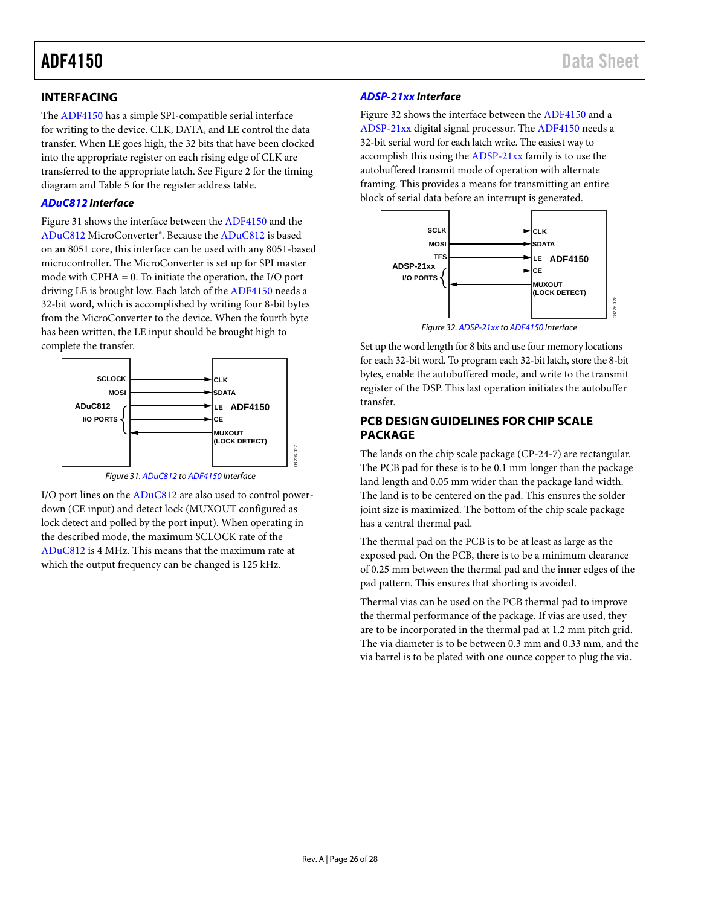## INTERFACING

The ADF4150 has a simple SPI-compatible serial interface for writing to the device. CLK, DATA, and LE control the data transfer. When LE goes high, the 32 bits that have been clocked into the appropriate register on each rising edge of CLK are transferred to the appropriate latch. See Figure 2 for the timing diagram and Table 5 for the register address table.

### *ADuC812 Interface*

Figure 31 shows the interface between the ADF4150 and the ADuC812 MicroConverter®. Because the ADuC812 is based on an 8051 core, this interface can be used with any 8051-based microcontroller. The MicroConverter is set up for SPI master mode with CPHA = 0. To initiate the operation, the I/O port driving LE is brought low. Each latch of the ADF4150 needs a 32-bit word, which is accomplished by writing four 8-bit bytes from the MicroConverter to the device. When the fourth byte has been written, the LE input should be brought high to complete the transfer.

*Figure 31. ADuC812 to ADF4150 Interface*

I/O port lines on the ADuC812 are also used to control power-down (CE input) and detect lock (MUXOUT configured as lock detect and polled by the port input). When operating in the described mode, the maximum SCLOCK rate of the ADuC812 is 4 MHz. This means that the maximum rate at which the output frequency can be changed is 125 kHz.

### *ADSP-21xx Interface*

Figure 32 shows the interface between the ADF4150 and a ADSP-21xx digital signal processor. The ADF4150 needs a 32-bit serial word for each latch write. The easiest way to accomplish this using the ADSP-21xx family is to use the autobuffered transmit mode of operation with alternate framing. This provides a means for transmitting an entire block of serial data before an interrupt is generated.

*Figure 32. ADSP-21xx to ADF4150 Interface*

Set up the word length for 8 bits and use four memory locations for each 32-bit word. To program each 32-bit latch, store the 8-bit bytes, enable the autobuffered mode, and write to the transmit register of the DSP. This last operation initiates the autobuffer transfer.

## PCB DESIGN GUIDELINES FOR CHIP SCALE PACKAGE

The lands on the chip scale package (CP-24-7) are rectangular. The PCB pad for these is to be 0.1 mm longer than the package land length and 0.05 mm wider than the package land width. The land is to be centered on the pad. This ensures the solder joint size is maximized. The bottom of the chip scale package has a central thermal pad.

The thermal pad on the PCB is to be at least as large as the exposed pad. On the PCB, there is to be a minimum clearance of 0.25 mm between the thermal pad and the inner edges of the pad pattern. This ensures that shorting is avoided.

Thermal vias can be used on the PCB thermal pad to improve the thermal performance of the package. If vias are used, they are to be incorporated in the thermal pad at 1.2 mm pitch grid. The via diameter is to be between 0.3 mm and 0.33 mm, and the via barrel is to be plated with one ounce copper to plug the via.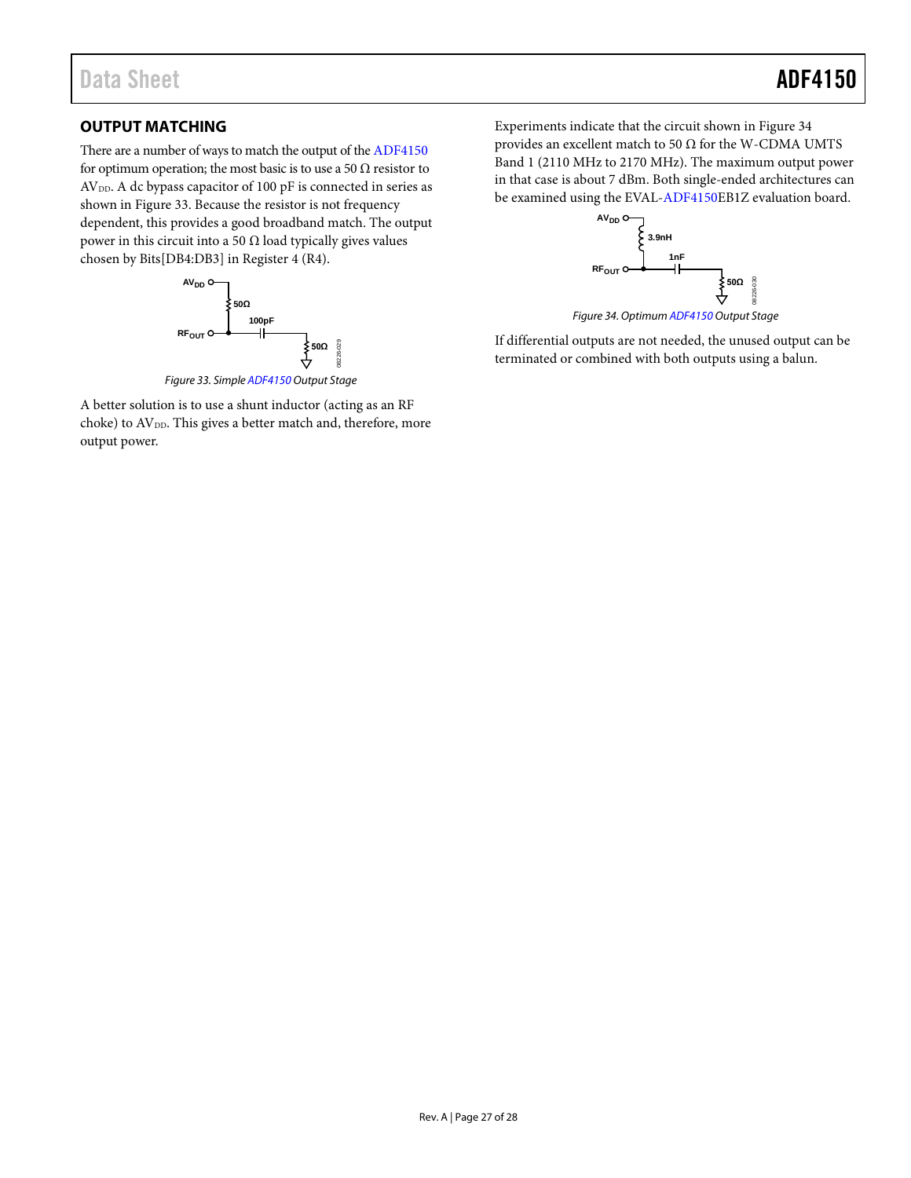## OUTPUT MATCHING

There are a number of ways to match the output of the ADF4150 for optimum operation; the most basic is to use a 50 Ω resistor to $AV_{DD}$. A dc bypass capacitor of 100 pF is connected in series as shown in Figure 33. Because the resistor is not frequency dependent, this provides a good broadband match. The output power in this circuit into a 50 Ω load typically gives values chosen by Bits[DB4:DB3] in Register 4 (R4).

Figure 33. Simple ADF4150 Output Stage

A better solution is to use a shunt inductor (acting as an RF choke) to $AV_{DD}$. This gives a better match and, therefore, more output power.

Experiments indicate that the circuit shown in Figure 34 provides an excellent match to 50 Ω for the W-CDMA UMTS Band 1 (2110 MHz to 2170 MHz). The maximum output power in that case is about 7 dBm. Both single-ended architectures can be examined using the EVAL-ADF4150EB1Z evaluation board.

Figure 34. Optimum ADF4150 Output Stage

If differential outputs are not needed, the unused output can be terminated or combined with both outputs using a balun.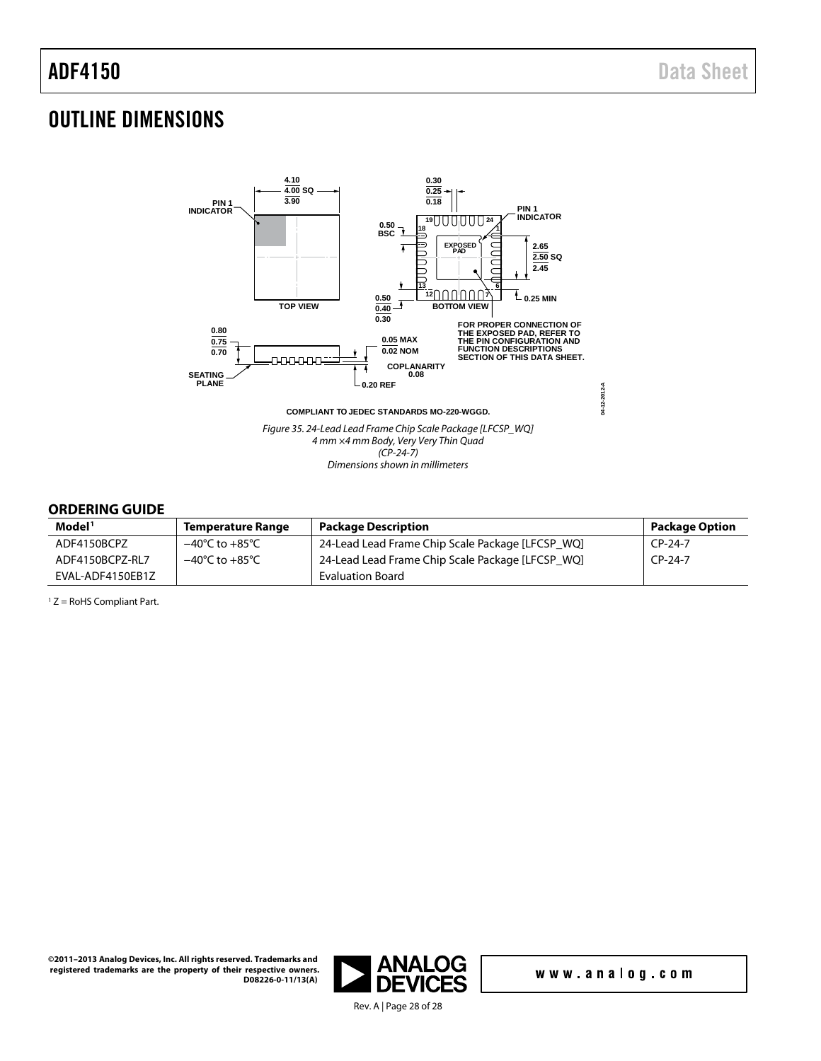# OUTLINE DIMENSIONS

4.10
4.00 SQ
3.90

PIN 1 INDICATOR

TOP VIEW

0.30
0.25
0.18

0.50 BSC

19
24
18
1

PIN 1 INDICATOR

EXPOSED PAD

2.65
2.50 SQ
2.45

13
6
12
7

0.50
0.40
0.30

BOTTOM VIEW

0.25 MIN

0.80
0.75
0.70

0.05 MAX
0.02 NOM

COPLANARITY 0.08

SEATING PLANE

0.20 REF

FOR PROPER CONNECTION OF THE EXPOSED PAD, REFER TO THE PIN CONFIGURATION AND FUNCTION DESCRIPTIONS SECTION OF THIS DATA SHEET.

COMPLIANT TO JEDEC STANDARDS MO-220-WGGD.

04-12-2012-A

*Figure 35. 24-Lead Lead Frame Chip Scale Package [LFCSP_WQ] 4 mm × 4 mm Body, Very Very Thin Quad (CP-24-7) Dimensions shown in millimeters*

## ORDERING GUIDE

| Model[1] | Temperature Range | Package Description | Package Option |
|---|---|---|---|
| ADF4150BCPZ | −40°C to +85°C | 24-Lead Lead Frame Chip Scale Package [LFCSP_WQ] | CP-24-7 |
| ADF4150BCPZ-RL7 | −40°C to +85°C | 24-Lead Lead Frame Chip Scale Package [LFCSP_WQ] | CP-24-7 |
| EVAL-ADF4150EB1Z | | Evaluation Board | |

[1] Z = RoHS Compliant Part.

©2011–2013 Analog Devices, Inc. All rights reserved. Trademarks and registered trademarks are the property of their respective owners. D08226-0-11/13(A)

www.analog.com